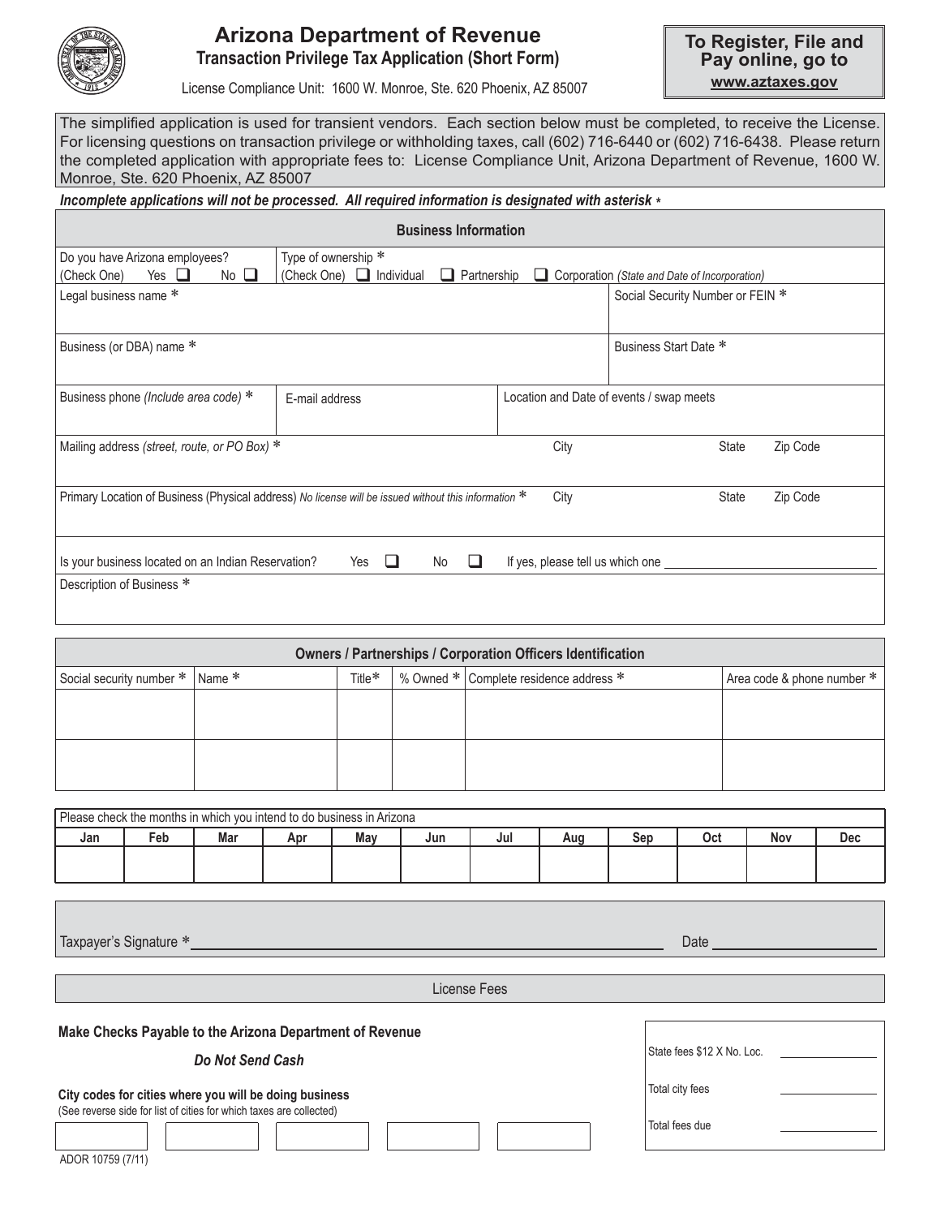# Arizona Department of Revenue

## Transaction Privilege Tax Application (Short Form)

License Compliance Unit: 1600 W. Monroe, Ste. 620 Phoenix, AZ 85007

**To Register, File and Pay online, go to www.aztaxes.gov**

The simplified application is used for transient vendors. Each section below must be completed, to receive the License. For licensing questions on transaction privilege or withholding taxes, call (602) 716-6440 or (602) 716-6438. Please return the completed application with appropriate fees to: License Compliance Unit, Arizona Department of Revenue, 1600 W. Monroe, Ste. 620 Phoenix, AZ 85007

***Incomplete applications will not be processed. All required information is designated with asterisk \****

### Business Information

| | | |
|---|---|---|
| Do you have Arizona employees? (Check One) Yes ❑ No ❑ | Type of ownership * (Check One) ❑ Individual ❑ Partnership ❑ Corporation *(State and Date of Incorporation)* | |
| Legal business name * | | Social Security Number or FEIN * |
| Business (or DBA) name * | | Business Start Date * |
| Business phone *(Include area code)* * | E-mail address | Location and Date of events / swap meets |
| Mailing address *(street, route, or PO Box)* * | City | State Zip Code |
| Primary Location of Business (Physical address) *No license will be issued without this information* * | City | State Zip Code |
| Is your business located on an Indian Reservation? Yes ❑ No ❑ If yes, please tell us which one ______ | | |
| Description of Business * | | |

### Owners / Partnerships / Corporation Officers Identification

| Social security number * | Name * | Title* | % Owned * | Complete residence address * | Area code & phone number * |
|---|---|---|---|---|---|
| | | | | | |
| | | | | | |

Please check the months in which you intend to do business in Arizona

| Jan | Feb | Mar | Apr | May | Jun | Jul | Aug | Sep | Oct | Nov | Dec |
|---|---|---|---|---|---|---|---|---|---|---|---|
| | | | | | | | | | | | |

Taxpayer's Signature * ______________________ Date ____________

### License Fees

**Make Checks Payable to the Arizona Department of Revenue**

***Do Not Send Cash***

**City codes for cities where you will be doing business**
(See reverse side for list of cities for which taxes are collected)

| | | | | |
|---|---|---|---|---|
| | | | | |

| | |
|---|---|
| State fees $12 X No. Loc. | ________ |
| Total city fees | ________ |
| Total fees due | ________ |

ADOR 10759 (7/11)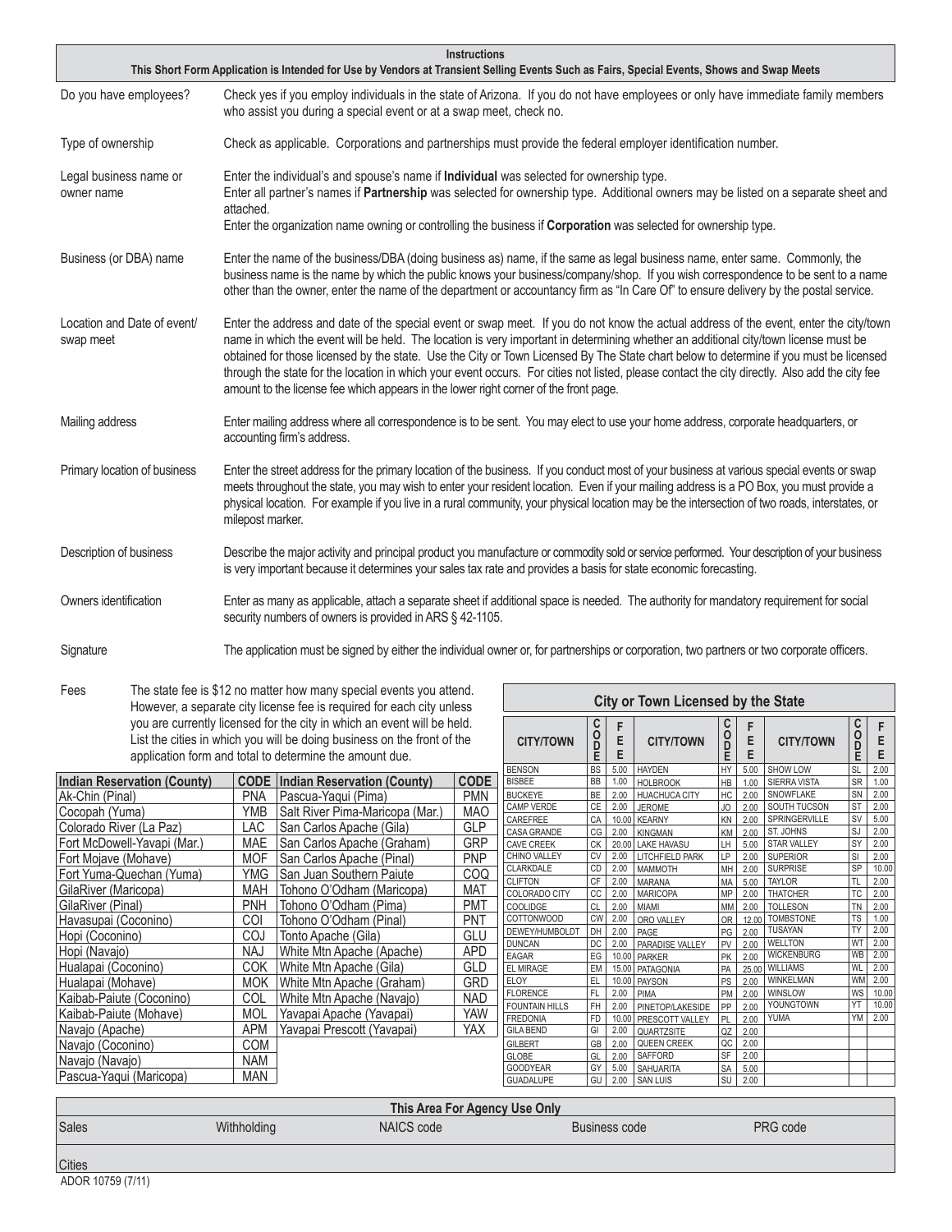## Instructions

**This Short Form Application is Intended for Use by Vendors at Transient Selling Events Such as Fairs, Special Events, Shows and Swap Meets**

| | |
|---|---|
| Do you have employees? | Check yes if you employ individuals in the state of Arizona. If you do not have employees or only have immediate family members who assist you during a special event or at a swap meet, check no. |
| Type of ownership | Check as applicable. Corporations and partnerships must provide the federal employer identification number. |
| Legal business name or owner name | Enter the individual's and spouse's name if **Individual** was selected for ownership type. Enter all partner's names if **Partnership** was selected for ownership type. Additional owners may be listed on a separate sheet and attached. Enter the organization name owning or controlling the business if **Corporation** was selected for ownership type. |
| Business (or DBA) name | Enter the name of the business/DBA (doing business as) name, if the same as legal business name, enter same. Commonly, the business name is the name by which the public knows your business/company/shop. If you wish correspondence to be sent to a name other than the owner, enter the name of the department or accountancy firm as "In Care Of" to ensure delivery by the postal service. |
| Location and Date of event/ swap meet | Enter the address and date of the special event or swap meet. If you do not know the actual address of the event, enter the city/town name in which the event will be held. The location is very important in determining whether an additional city/town license must be obtained for those licensed by the state. Use the City or Town Licensed By The State chart below to determine if you must be licensed through the state for the location in which your event occurs. For cities not listed, please contact the city directly. Also add the city fee amount to the license fee which appears in the lower right corner of the front page. |
| Mailing address | Enter mailing address where all correspondence is to be sent. You may elect to use your home address, corporate headquarters, or accounting firm's address. |
| Primary location of business | Enter the street address for the primary location of the business. If you conduct most of your business at various special events or swap meets throughout the state, you may wish to enter your resident location. Even if your mailing address is a PO Box, you must provide a physical location. For example if you live in a rural community, your physical location may be the intersection of two roads, interstates, or milepost marker. |
| Description of business | Describe the major activity and principal product you manufacture or commodity sold or service performed. Your description of your business is very important because it determines your sales tax rate and provides a basis for state economic forecasting. |
| Owners identification | Enter as many as applicable, attach a separate sheet if additional space is needed. The authority for mandatory requirement for social security numbers of owners is provided in ARS § 42-1105. |
| Signature | The application must be signed by either the individual owner or, for partnerships or corporation, two partners or two corporate officers. |

**Fees** The state fee is $12 no matter how many special events you attend. However, a separate city license fee is required for each city unless you are currently licensed for the city in which an event will be held. List the cities in which you will be doing business on the front of the application form and total to determine the amount due.

| Indian Reservation (County) | CODE | Indian Reservation (County) | CODE |
|---|---|---|---|
| Ak-Chin (Pinal) | PNA | Pascua-Yaqui (Pima) | PMN |
| Cocopah (Yuma) | YMB | Salt River Pima-Maricopa (Mar.) | MAO |
| Colorado River (La Paz) | LAC | San Carlos Apache (Gila) | GLP |
| Fort McDowell-Yavapi (Mar.) | MAE | San Carlos Apache (Graham) | GRP |
| Fort Mojave (Mohave) | MOF | San Carlos Apache (Pinal) | PNP |
| Fort Yuma-Quechan (Yuma) | YMG | San Juan Southern Paiute | COQ |
| GilaRiver (Maricopa) | MAH | Tohono O'Odham (Maricopa) | MAT |
| GilaRiver (Pinal) | PNH | Tohono O'Odham (Pima) | PMT |
| Havasupai (Coconino) | COI | Tohono O'Odham (Pinal) | PNT |
| Hopi (Coconino) | COJ | Tonto Apache (Gila) | GLU |
| Hopi (Navajo) | NAJ | White Mtn Apache (Apache) | APD |
| Hualapai (Coconino) | COK | White Mtn Apache (Gila) | GLD |
| Hualapai (Mohave) | MOK | White Mtn Apache (Graham) | GRD |
| Kaibab-Paiute (Coconino) | COL | White Mtn Apache (Navajo) | NAD |
| Kaibab-Paiute (Mohave) | MOL | Yavapai Apache (Yavapai) | YAW |
| Navajo (Apache) | APM | Yavapai Prescott (Yavapai) | YAX |
| Navajo (Coconino) | COM | | |
| Navajo (Navajo) | NAM | | |
| Pascua-Yaqui (Maricopa) | MAN | | |

**City or Town Licensed by the State**

| CITY/TOWN | CODE | FEE | CITY/TOWN | CODE | FEE | CITY/TOWN | CODE | FEE |
|---|---|---|---|---|---|---|---|---|
| BENSON | BS | 5.00 | HAYDEN | HY | 5.00 | SHOW LOW | SL | 2.00 |
| BISBEE | BB | 1.00 | HOLBROOK | HB | 1.00 | SIERRA VISTA | SR | 1.00 |
| BUCKEYE | BE | 2.00 | HUACHUCA CITY | HC | 2.00 | SNOWFLAKE | SN | 2.00 |
| CAMP VERDE | CE | 2.00 | JEROME | JO | 2.00 | SOUTH TUCSON | ST | 2.00 |
| CAREFREE | CA | 10.00 | KEARNY | KN | 2.00 | SPRINGERVILLE | SV | 5.00 |
| CASA GRANDE | CG | 2.00 | KINGMAN | KM | 2.00 | ST. JOHNS | SJ | 2.00 |
| CAVE CREEK | CK | 20.00 | LAKE HAVASU | LH | 5.00 | STAR VALLEY | SY | 2.00 |
| CHINO VALLEY | CV | 2.00 | LITCHFIELD PARK | LP | 2.00 | SUPERIOR | SI | 2.00 |
| CLARKDALE | CD | 2.00 | MAMMOTH | MH | 2.00 | SURPRISE | SP | 10.00 |
| CLIFTON | CF | 2.00 | MARANA | MA | 5.00 | TAYLOR | TL | 2.00 |
| COLORADO CITY | CC | 2.00 | MARICOPA | MP | 2.00 | THATCHER | TC | 2.00 |
| COOLIDGE | CL | 2.00 | MIAMI | MM | 2.00 | TOLLESON | TN | 2.00 |
| COTTONWOOD | CW | 2.00 | ORO VALLEY | OR | 12.00 | TOMBSTONE | TS | 1.00 |
| DEWEY/HUMBOLDT | DH | 2.00 | PAGE | PG | 2.00 | TUSAYAN | TY | 2.00 |
| DUNCAN | DC | 2.00 | PARADISE VALLEY | PV | 2.00 | WELLTON | WT | 2.00 |
| EAGAR | EG | 10.00 | PARKER | PK | 2.00 | WICKENBURG | WB | 2.00 |
| EL MIRAGE | EM | 15.00 | PATAGONIA | PA | 25.00 | WILLIAMS | WL | 2.00 |
| ELOY | EL | 10.00 | PAYSON | PS | 2.00 | WINKELMAN | WM | 2.00 |
| FLORENCE | FL | 2.00 | PIMA | PM | 2.00 | WINSLOW | WS | 10.00 |
| FOUNTAIN HILLS | FH | 2.00 | PINETOP/LAKESIDE | PP | 2.00 | YOUNGTOWN | YT | 10.00 |
| FREDONIA | FD | 10.00 | PRESCOTT VALLEY | PL | 2.00 | YUMA | YM | 2.00 |
| GILA BEND | GI | 2.00 | QUARTZSITE | QZ | 2.00 | | | |
| GILBERT | GB | 2.00 | QUEEN CREEK | QC | 2.00 | | | |
| GLOBE | GL | 2.00 | SAFFORD | SF | 2.00 | | | |
| GOODYEAR | GY | 5.00 | SAHUARITA | SA | 5.00 | | | |
| GUADALUPE | GU | 2.00 | SAN LUIS | SU | 2.00 | | | |

| This Area For Agency Use Only | | | | |
|---|---|---|---|---|
| Sales | Withholding | NAICS code | Business code | PRG code |
| Cities | | | | |

ADOR 10759 (7/11)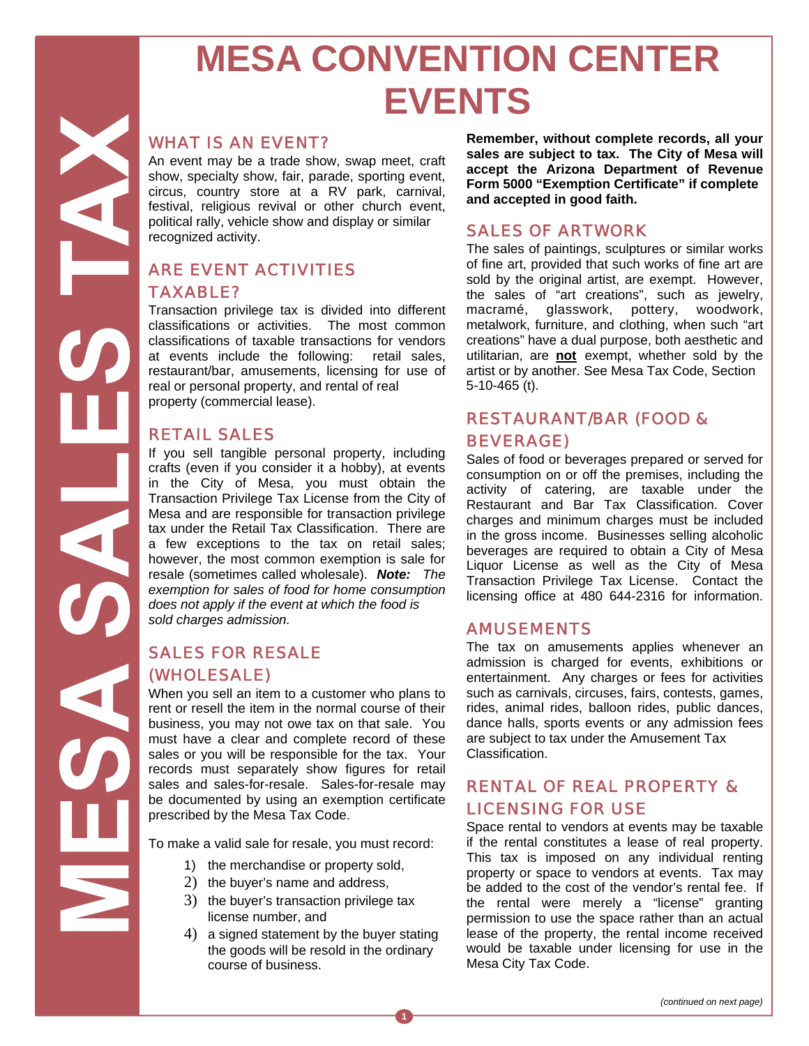# MESA CONVENTION CENTER EVENTS

MESA SALES TAX

## WHAT IS AN EVENT?

An event may be a trade show, swap meet, craft show, specialty show, fair, parade, sporting event, circus, country store at a RV park, carnival, festival, religious revival or other church event, political rally, vehicle show and display or similar recognized activity.

## ARE EVENT ACTIVITIES TAXABLE?

Transaction privilege tax is divided into different classifications or activities. The most common classifications of taxable transactions for vendors at events include the following: retail sales, restaurant/bar, amusements, licensing for use of real or personal property, and rental of real property (commercial lease).

## RETAIL SALES

If you sell tangible personal property, including crafts (even if you consider it a hobby), at events in the City of Mesa, you must obtain the Transaction Privilege Tax License from the City of Mesa and are responsible for transaction privilege tax under the Retail Tax Classification. There are a few exceptions to the tax on retail sales; however, the most common exemption is sale for resale (sometimes called wholesale). ***Note:*** *The exemption for sales of food for home consumption does not apply if the event at which the food is sold charges admission.*

## SALES FOR RESALE (WHOLESALE)

When you sell an item to a customer who plans to rent or resell the item in the normal course of their business, you may not owe tax on that sale. You must have a clear and complete record of these sales or you will be responsible for the tax. Your records must separately show figures for retail sales and sales-for-resale. Sales-for-resale may be documented by using an exemption certificate prescribed by the Mesa Tax Code.

To make a valid sale for resale, you must record:

1) the merchandise or property sold,
2) the buyer's name and address,
3) the buyer's transaction privilege tax license number, and
4) a signed statement by the buyer stating the goods will be resold in the ordinary course of business.

**Remember, without complete records, all your sales are subject to tax. The City of Mesa will accept the Arizona Department of Revenue Form 5000 "Exemption Certificate" if complete and accepted in good faith.**

## SALES OF ARTWORK

The sales of paintings, sculptures or similar works of fine art, provided that such works of fine art are sold by the original artist, are exempt. However, the sales of "art creations", such as jewelry, macramé, glasswork, pottery, woodwork, metalwork, furniture, and clothing, when such "art creations" have a dual purpose, both aesthetic and utilitarian, are **not** exempt, whether sold by the artist or by another. See Mesa Tax Code, Section 5-10-465 (t).

## RESTAURANT/BAR (FOOD & BEVERAGE)

Sales of food or beverages prepared or served for consumption on or off the premises, including the activity of catering, are taxable under the Restaurant and Bar Tax Classification. Cover charges and minimum charges must be included in the gross income. Businesses selling alcoholic beverages are required to obtain a City of Mesa Liquor License as well as the City of Mesa Transaction Privilege Tax License. Contact the licensing office at 480 644-2316 for information.

## AMUSEMENTS

The tax on amusements applies whenever an admission is charged for events, exhibitions or entertainment. Any charges or fees for activities such as carnivals, circuses, fairs, contests, games, rides, animal rides, balloon rides, public dances, dance halls, sports events or any admission fees are subject to tax under the Amusement Tax Classification.

## RENTAL OF REAL PROPERTY & LICENSING FOR USE

Space rental to vendors at events may be taxable if the rental constitutes a lease of real property. This tax is imposed on any individual renting property or space to vendors at events. Tax may be added to the cost of the vendor's rental fee. If the rental were merely a "license" granting permission to use the space rather than an actual lease of the property, the rental income received would be taxable under licensing for use in the Mesa City Tax Code.

*(continued on next page)*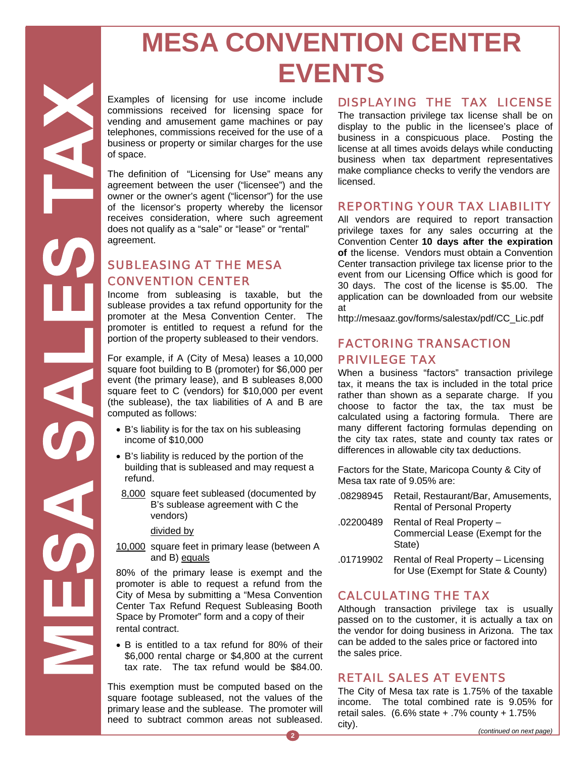# MESA CONVENTION CENTER EVENTS

MESA SALES TAX

Examples of licensing for use income include commissions received for licensing space for vending and amusement game machines or pay telephones, commissions received for the use of a business or property or similar charges for the use of space.

The definition of "Licensing for Use" means any agreement between the user ("licensee") and the owner or the owner's agent ("licensor") for the use of the licensor's property whereby the licensor receives consideration, where such agreement does not qualify as a "sale" or "lease" or "rental" agreement.

## SUBLEASING AT THE MESA CONVENTION CENTER

Income from subleasing is taxable, but the sublease provides a tax refund opportunity for the promoter at the Mesa Convention Center. The promoter is entitled to request a refund for the portion of the property subleased to their vendors.

For example, if A (City of Mesa) leases a 10,000 square foot building to B (promoter) for $6,000 per event (the primary lease), and B subleases 8,000 square feet to C (vendors) for $10,000 per event (the sublease), the tax liabilities of A and B are computed as follows:

- B's liability is for the tax on his subleasing income of $10,000
- B's liability is reduced by the portion of the building that is subleased and may request a refund.

  8,000 square feet subleased (documented by B's sublease agreement with C the vendors)

  divided by

  10,000 square feet in primary lease (between A and B) equals

  80% of the primary lease is exempt and the promoter is able to request a refund from the City of Mesa by submitting a "Mesa Convention Center Tax Refund Request Subleasing Booth Space by Promoter" form and a copy of their rental contract.

- B is entitled to a tax refund for 80% of their $6,000 rental charge or $4,800 at the current tax rate. The tax refund would be $84.00.

This exemption must be computed based on the square footage subleased, not the values of the primary lease and the sublease. The promoter will need to subtract common areas not subleased.

## DISPLAYING THE TAX LICENSE

The transaction privilege tax license shall be on display to the public in the licensee's place of business in a conspicuous place. Posting the license at all times avoids delays while conducting business when tax department representatives make compliance checks to verify the vendors are licensed.

## REPORTING YOUR TAX LIABILITY

All vendors are required to report transaction privilege taxes for any sales occurring at the Convention Center **10 days after the expiration of** the license. Vendors must obtain a Convention Center transaction privilege tax license prior to the event from our Licensing Office which is good for 30 days. The cost of the license is $5.00. The application can be downloaded from our website at http://mesaaz.gov/forms/salestax/pdf/CC_Lic.pdf

## FACTORING TRANSACTION PRIVILEGE TAX

When a business "factors" transaction privilege tax, it means the tax is included in the total price rather than shown as a separate charge. If you choose to factor the tax, the tax must be calculated using a factoring formula. There are many different factoring formulas depending on the city tax rates, state and county tax rates or differences in allowable city tax deductions.

Factors for the State, Maricopa County & City of Mesa tax rate of 9.05% are:

| Factor | Category |
|---|---|
| .08298945 | Retail, Restaurant/Bar, Amusements, Rental of Personal Property |
| .02200489 | Rental of Real Property – Commercial Lease (Exempt for the State) |
| .01719902 | Rental of Real Property – Licensing for Use (Exempt for State & County) |

## CALCULATING THE TAX

Although transaction privilege tax is usually passed on to the customer, it is actually a tax on the vendor for doing business in Arizona. The tax can be added to the sales price or factored into the sales price.

## RETAIL SALES AT EVENTS

The City of Mesa tax rate is 1.75% of the taxable income. The total combined rate is 9.05% for retail sales. (6.6% state + .7% county + 1.75% city).

*(continued on next page)*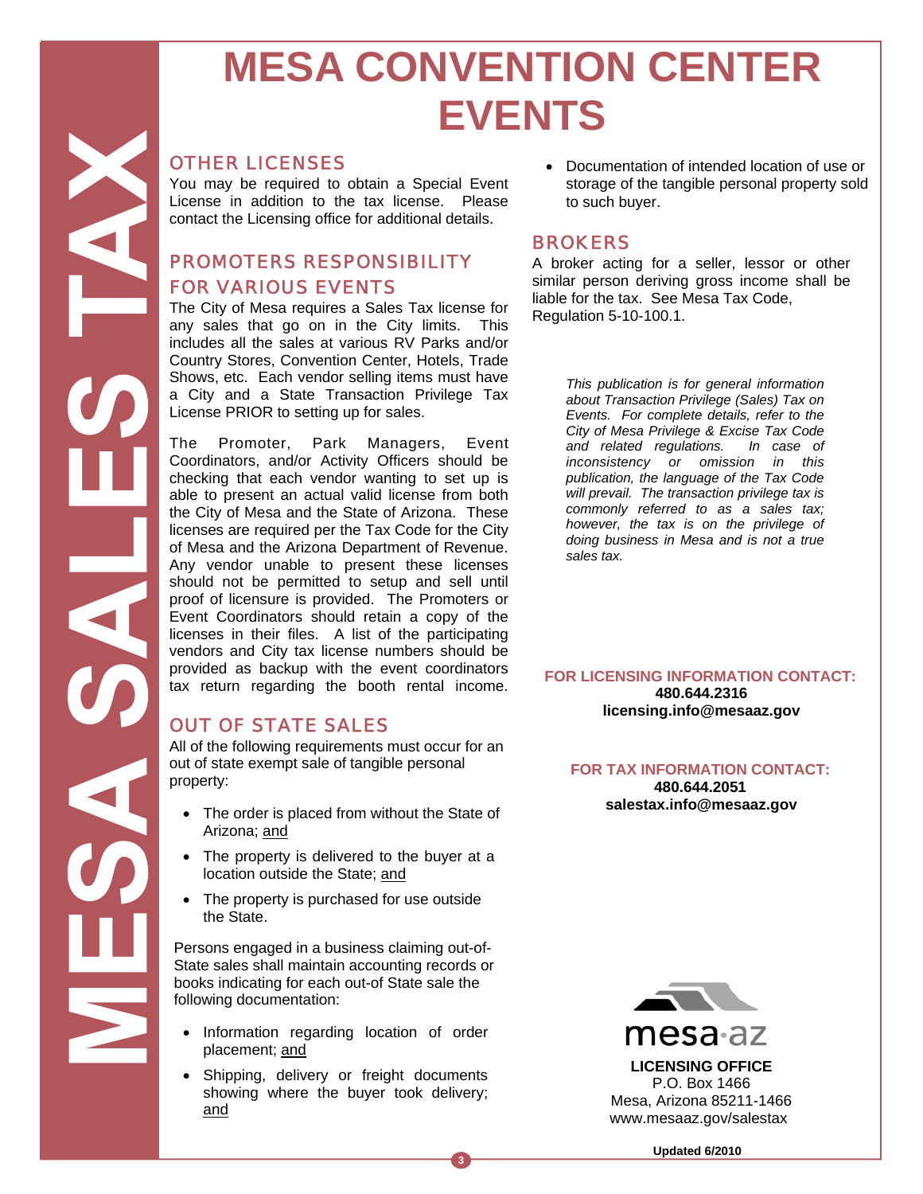# MESA CONVENTION CENTER EVENTS

MESA SALES TAX

## OTHER LICENSES

You may be required to obtain a Special Event License in addition to the tax license. Please contact the Licensing office for additional details.

## PROMOTERS RESPONSIBILITY FOR VARIOUS EVENTS

The City of Mesa requires a Sales Tax license for any sales that go on in the City limits. This includes all the sales at various RV Parks and/or Country Stores, Convention Center, Hotels, Trade Shows, etc. Each vendor selling items must have a City and a State Transaction Privilege Tax License PRIOR to setting up for sales.

The Promoter, Park Managers, Event Coordinators, and/or Activity Officers should be checking that each vendor wanting to set up is able to present an actual valid license from both the City of Mesa and the State of Arizona. These licenses are required per the Tax Code for the City of Mesa and the Arizona Department of Revenue. Any vendor unable to present these licenses should not be permitted to setup and sell until proof of licensure is provided. The Promoters or Event Coordinators should retain a copy of the licenses in their files. A list of the participating vendors and City tax license numbers should be provided as backup with the event coordinators tax return regarding the booth rental income.

## OUT OF STATE SALES

All of the following requirements must occur for an out of state exempt sale of tangible personal property:

- The order is placed from without the State of Arizona; <u>and</u>
- The property is delivered to the buyer at a location outside the State; <u>and</u>
- The property is purchased for use outside the State.

Persons engaged in a business claiming out-of-State sales shall maintain accounting records or books indicating for each out-of State sale the following documentation:

- Information regarding location of order placement; <u>and</u>
- Shipping, delivery or freight documents showing where the buyer took delivery; <u>and</u>
- Documentation of intended location of use or storage of the tangible personal property sold to such buyer.

## BROKERS

A broker acting for a seller, lessor or other similar person deriving gross income shall be liable for the tax. See Mesa Tax Code, Regulation 5-10-100.1.

*This publication is for general information about Transaction Privilege (Sales) Tax on Events. For complete details, refer to the City of Mesa Privilege & Excise Tax Code and related regulations. In case of inconsistency or omission in this publication, the language of the Tax Code will prevail. The transaction privilege tax is commonly referred to as a sales tax; however, the tax is on the privilege of doing business in Mesa and is not a true sales tax.*

**FOR LICENSING INFORMATION CONTACT:**
**480.644.2316**
**licensing.info@mesaaz.gov**

**FOR TAX INFORMATION CONTACT:**
**480.644.2051**
**salestax.info@mesaaz.gov**

mesa·az

**LICENSING OFFICE**
P.O. Box 1466
Mesa, Arizona 85211-1466
www.mesaaz.gov/salestax

**Updated 6/2010**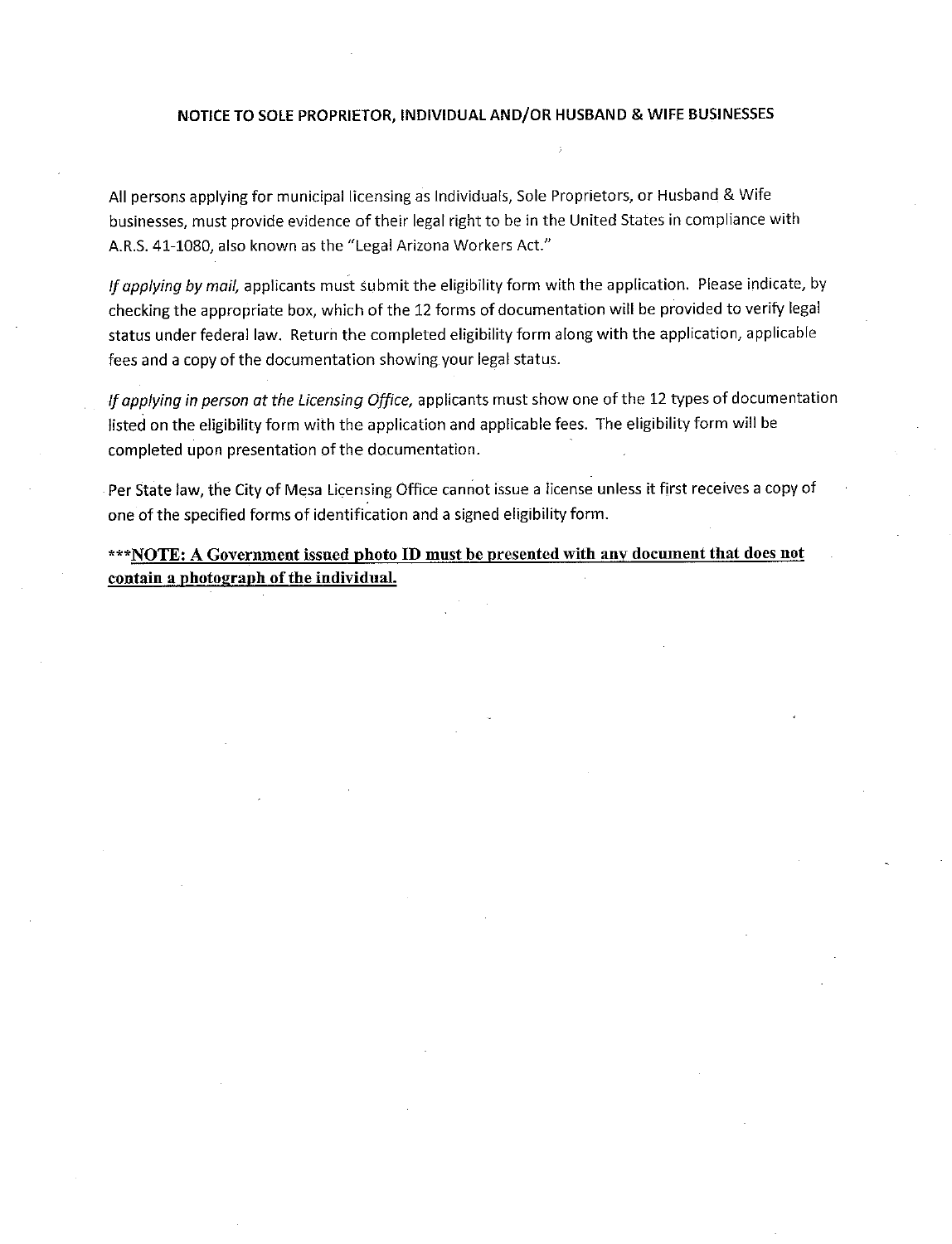## NOTICE TO SOLE PROPRIETOR, INDIVIDUAL AND/OR HUSBAND & WIFE BUSINESSES

All persons applying for municipal licensing as Individuals, Sole Proprietors, or Husband & Wife businesses, must provide evidence of their legal right to be in the United States in compliance with A.R.S. 41-1080, also known as the "Legal Arizona Workers Act."

*If applying by mail,* applicants must submit the eligibility form with the application. Please indicate, by checking the appropriate box, which of the 12 forms of documentation will be provided to verify legal status under federal law. Return the completed eligibility form along with the application, applicable fees and a copy of the documentation showing your legal status.

*If applying in person at the Licensing Office,* applicants must show one of the 12 types of documentation listed on the eligibility form with the application and applicable fees. The eligibility form will be completed upon presentation of the documentation.

Per State law, the City of Mesa Licensing Office cannot issue a license unless it first receives a copy of one of the specified forms of identification and a signed eligibility form.

***<u>**NOTE: A Government issued photo ID must be presented with any document that does not contain a photograph of the individual.**</u>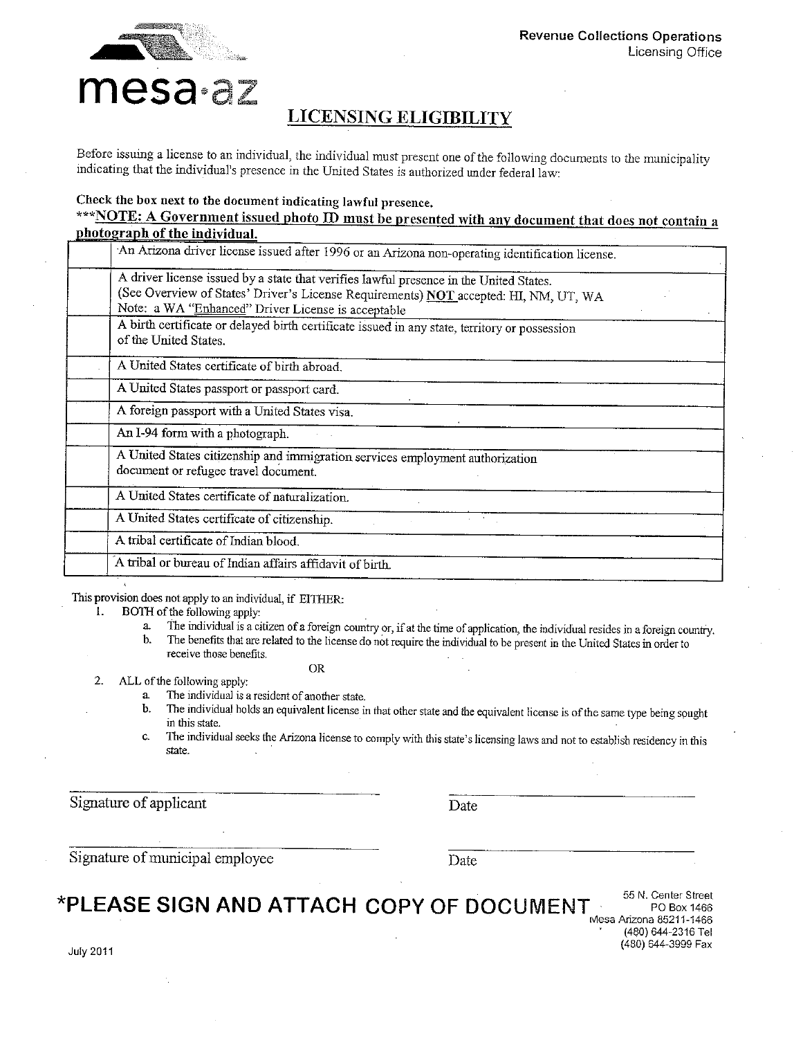mesa·az

Revenue Collections Operations
Licensing Office

## LICENSING ELIGIBILITY

Before issuing a license to an individual, the individual must present one of the following documents to the municipality indicating that the individual's presence in the United States is authorized under federal law:

**Check the box next to the document indicating lawful presence.**

**\*\*\*NOTE: A Government issued photo ID must be presented with any document that does not contain a photograph of the individual.**

| | |
|---|---|
| | An Arizona driver license issued after 1996 or an Arizona non-operating identification license. |
| | A driver license issued by a state that verifies lawful presence in the United States. (See Overview of States' Driver's License Requirements) **NOT** accepted: HI, NM, UT, WA<br>Note: a WA "Enhanced" Driver License is acceptable |
| | A birth certificate or delayed birth certificate issued in any state, territory or possession of the United States. |
| | A United States certificate of birth abroad. |
| | A United States passport or passport card. |
| | A foreign passport with a United States visa. |
| | An I-94 form with a photograph. |
| | A United States citizenship and immigration services employment authorization document or refugee travel document. |
| | A United States certificate of naturalization. |
| | A United States certificate of citizenship. |
| | A tribal certificate of Indian blood. |
| | A tribal or bureau of Indian affairs affidavit of birth. |

This provision does not apply to an individual, if EITHER:

1. BOTH of the following apply:
   a. The individual is a citizen of a foreign country or, if at the time of application, the individual resides in a foreign country.
   b. The benefits that are related to the license do not require the individual to be present in the United States in order to receive those benefits.

   OR

2. ALL of the following apply:
   a. The individual is a resident of another state.
   b. The individual holds an equivalent license in that other state and the equivalent license is of the same type being sought in this state.
   c. The individual seeks the Arizona license to comply with this state's licensing laws and not to establish residency in this state.

_______________________________ Signature of applicant    _______________ Date

_______________________________ Signature of municipal employee    _______________ Date

**\*PLEASE SIGN AND ATTACH COPY OF DOCUMENT**

55 N. Center Street
PO Box 1466
Mesa Arizona 85211-1466
(480) 644-2316 Tel
(480) 644-3999 Fax

July 2011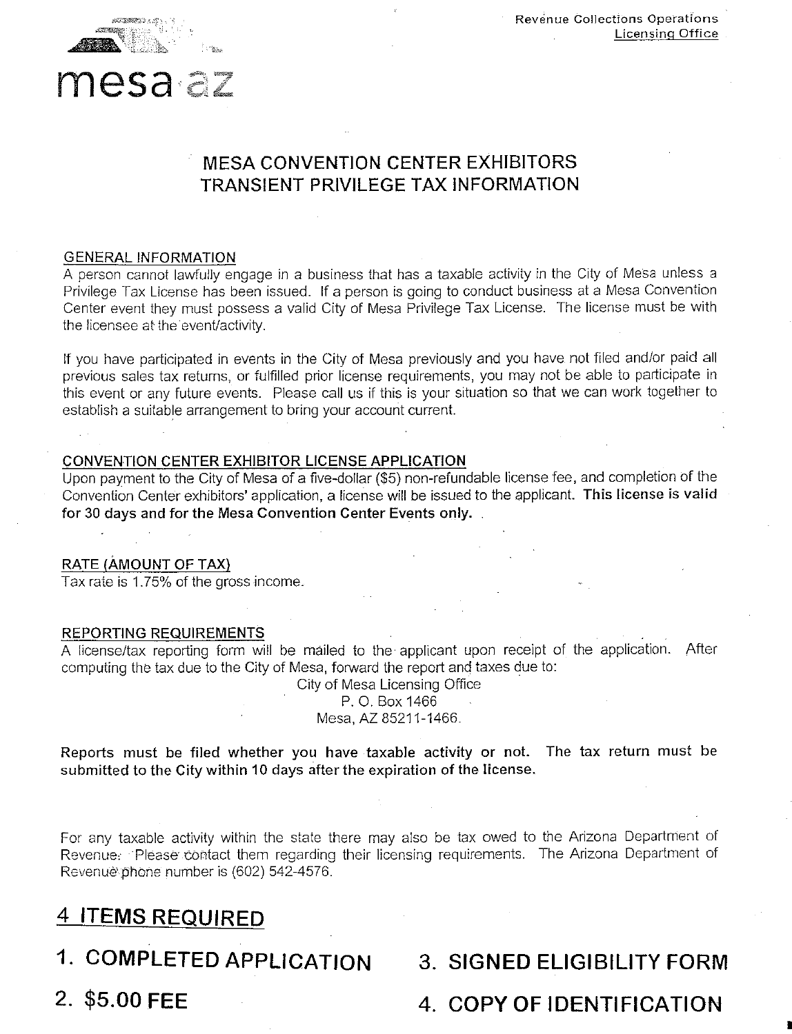Revenue Collections Operations
Licensing Office

mesa az

# MESA CONVENTION CENTER EXHIBITORS TRANSIENT PRIVILEGE TAX INFORMATION

## GENERAL INFORMATION

A person cannot lawfully engage in a business that has a taxable activity in the City of Mesa unless a Privilege Tax License has been issued. If a person is going to conduct business at a Mesa Convention Center event they must possess a valid City of Mesa Privilege Tax License. The license must be with the licensee at the event/activity.

If you have participated in events in the City of Mesa previously and you have not filed and/or paid all previous sales tax returns, or fulfilled prior license requirements, you may not be able to participate in this event or any future events. Please call us if this is your situation so that we can work together to establish a suitable arrangement to bring your account current.

## CONVENTION CENTER EXHIBITOR LICENSE APPLICATION

Upon payment to the City of Mesa of a five-dollar ($5) non-refundable license fee, and completion of the Convention Center exhibitors' application, a license will be issued to the applicant. **This license is valid for 30 days and for the Mesa Convention Center Events only.**

## RATE (AMOUNT OF TAX)

Tax rate is 1.75% of the gross income.

## REPORTING REQUIREMENTS

A license/tax reporting form will be mailed to the applicant upon receipt of the application. After computing the tax due to the City of Mesa, forward the report and taxes due to:

City of Mesa Licensing Office
P. O. Box 1466
Mesa, AZ 85211-1466.

**Reports must be filed whether you have taxable activity or not. The tax return must be submitted to the City within 10 days after the expiration of the license.**

For any taxable activity within the state there may also be tax owed to the Arizona Department of Revenue. Please contact them regarding their licensing requirements. The Arizona Department of Revenue phone number is (602) 542-4576.

## 4 ITEMS REQUIRED

1. **COMPLETED APPLICATION**
2. **$5.00 FEE**
3. **SIGNED ELIGIBILITY FORM**
4. **COPY OF IDENTIFICATION**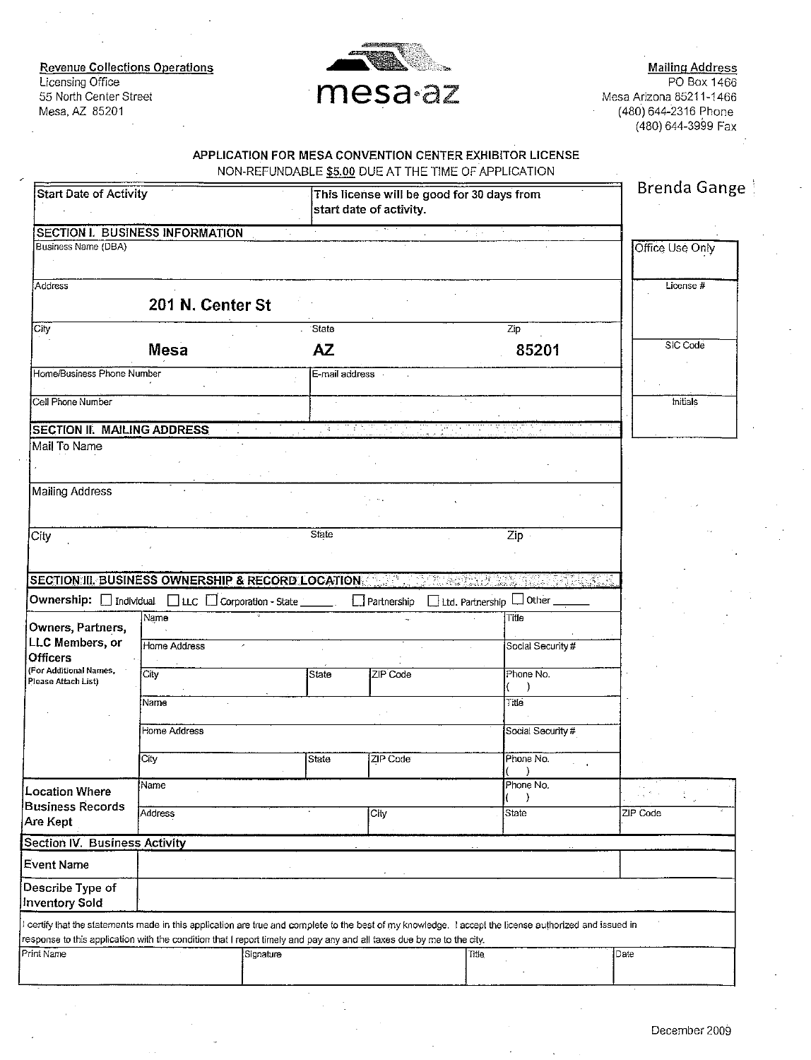**Revenue Collections Operations**
Licensing Office
55 North Center Street
Mesa, AZ 85201

mesa·az

**Mailing Address**
PO Box 1466
Mesa Arizona 85211-1466
(480) 644-2316 Phone
(480) 644-3999 Fax

## APPLICATION FOR MESA CONVENTION CENTER EXHIBITOR LICENSE

NON-REFUNDABLE $5.00 DUE AT THE TIME OF APPLICATION

Brenda Gange

| Start Date of Activity | This license will be good for 30 days from start date of activity. |
|---|---|

| Office Use Only |
|---|
| License # |
| SIC Code |
| Initials |

### SECTION I. BUSINESS INFORMATION

| Business Name (DBA) | | |
|---|---|---|
| Address: 201 N. Center St | | |
| City: Mesa | State: AZ | Zip: 85201 |
| Home/Business Phone Number | E-mail address | |
| Cell Phone Number | | |

### SECTION II. MAILING ADDRESS

| Mail To Name | | |
|---|---|---|
| Mailing Address | | |
| City | State | Zip |

### SECTION III. BUSINESS OWNERSHIP & RECORD LOCATION

**Ownership:** ☐ Individual ☐ LLC ☐ Corporation - State ______ ☐ Partnership ☐ Ltd. Partnership ☐ Other ______

| Owners, Partners, LLC Members, or Officers (For Additional Names, Please Attach List) | Name | | | Title |
|---|---|---|---|---|
| | Home Address | | | Social Security # |
| | City | State | ZIP Code | Phone No. ( ) |
| | Name | | | Title |
| | Home Address | | | Social Security # |
| | City | State | ZIP Code | Phone No. ( ) |

| Location Where Business Records Are Kept | Name | | Phone No. ( ) | |
|---|---|---|---|---|
| | Address | City | State | ZIP Code |

### Section IV. Business Activity

| Event Name | |
|---|---|
| Describe Type of Inventory Sold | |

I certify that the statements made in this application are true and complete to the best of my knowledge. I accept the license authorized and issued in response to this application with the condition that I report timely and pay any and all taxes due by me to the city.

| Print Name | Signature | Title | Date |
|---|---|---|---|
| | | | |

December 2009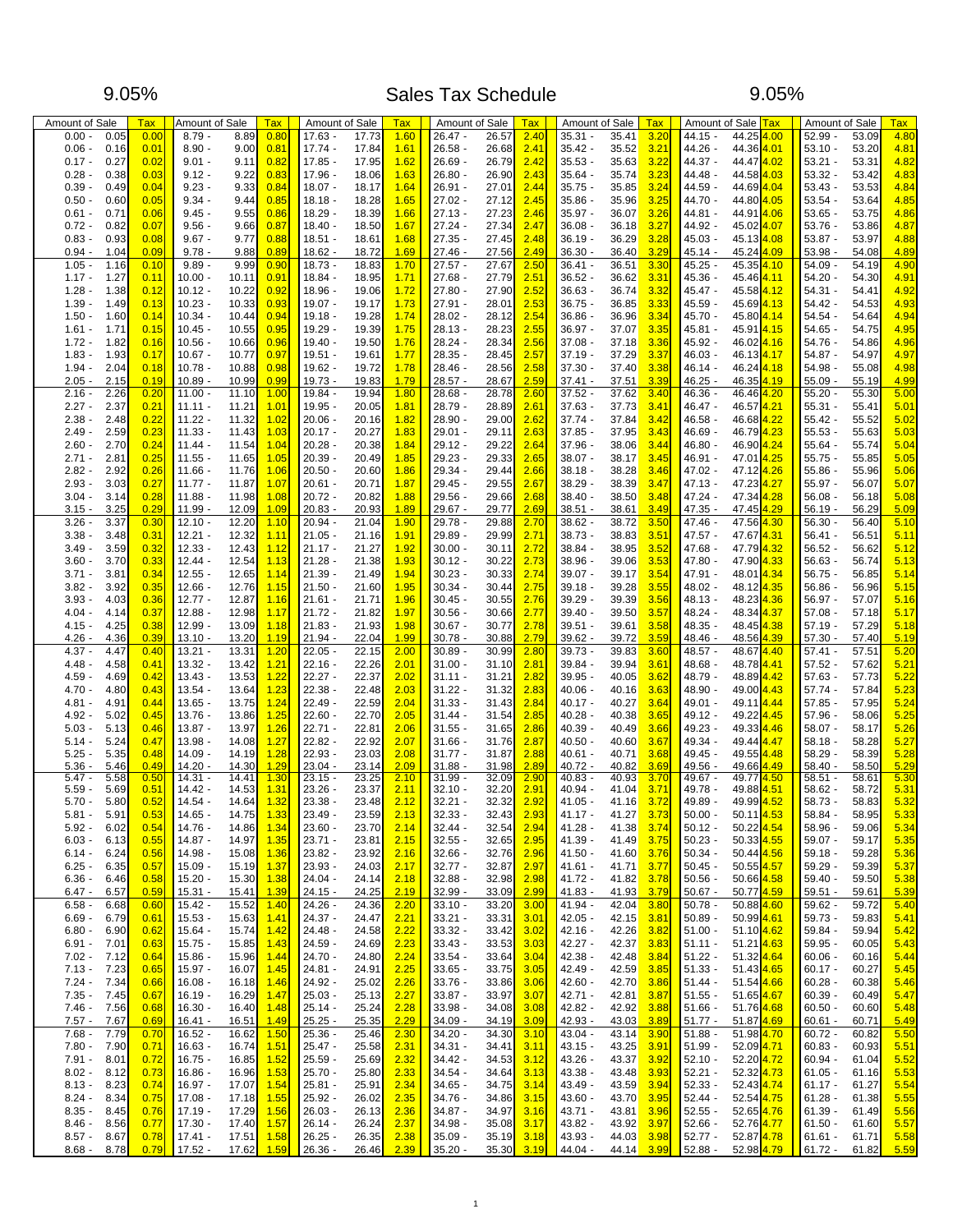# 9.05% Sales Tax Schedule 9.05%

| Amount of Sale | Tax | Amount of Sale | Tax | Amount of Sale | Tax | Amount of Sale | Tax | Amount of Sale | Tax | Amount of Sale | Tax | Amount of Sale | Tax |
|---|---|---|---|---|---|---|---|---|---|---|---|---|---|
| 0.00 - 0.05 | 0.00 | 8.79 - 8.89 | 0.80 | 17.63 - 17.73 | 1.60 | 26.47 - 26.57 | 2.40 | 35.31 - 35.41 | 3.20 | 44.15 - 44.25 | 4.00 | 52.99 - 53.09 | 4.80 |
| 0.06 - 0.16 | 0.01 | 8.90 - 9.00 | 0.81 | 17.74 - 17.84 | 1.61 | 26.58 - 26.68 | 2.41 | 35.42 - 35.52 | 3.21 | 44.26 - 44.36 | 4.01 | 53.10 - 53.20 | 4.81 |
| 0.17 - 0.27 | 0.02 | 9.01 - 9.11 | 0.82 | 17.85 - 17.95 | 1.62 | 26.69 - 26.79 | 2.42 | 35.53 - 35.63 | 3.22 | 44.37 - 44.47 | 4.02 | 53.21 - 53.31 | 4.82 |
| 0.28 - 0.38 | 0.03 | 9.12 - 9.22 | 0.83 | 17.96 - 18.06 | 1.63 | 26.80 - 26.90 | 2.43 | 35.64 - 35.74 | 3.23 | 44.48 - 44.58 | 4.03 | 53.32 - 53.42 | 4.83 |
| 0.39 - 0.49 | 0.04 | 9.23 - 9.33 | 0.84 | 18.07 - 18.17 | 1.64 | 26.91 - 27.01 | 2.44 | 35.75 - 35.85 | 3.24 | 44.59 - 44.69 | 4.04 | 53.43 - 53.53 | 4.84 |
| 0.50 - 0.60 | 0.05 | 9.34 - 9.44 | 0.85 | 18.18 - 18.28 | 1.65 | 27.02 - 27.12 | 2.45 | 35.86 - 35.96 | 3.25 | 44.70 - 44.80 | 4.05 | 53.54 - 53.64 | 4.85 |
| 0.61 - 0.71 | 0.06 | 9.45 - 9.55 | 0.86 | 18.29 - 18.39 | 1.66 | 27.13 - 27.23 | 2.46 | 35.97 - 36.07 | 3.26 | 44.81 - 44.91 | 4.06 | 53.65 - 53.75 | 4.86 |
| 0.72 - 0.82 | 0.07 | 9.56 - 9.66 | 0.87 | 18.40 - 18.50 | 1.67 | 27.24 - 27.34 | 2.47 | 36.08 - 36.18 | 3.27 | 44.92 - 45.02 | 4.07 | 53.76 - 53.86 | 4.87 |
| 0.83 - 0.93 | 0.08 | 9.67 - 9.77 | 0.88 | 18.51 - 18.61 | 1.68 | 27.35 - 27.45 | 2.48 | 36.19 - 36.29 | 3.28 | 45.03 - 45.13 | 4.08 | 53.87 - 53.97 | 4.88 |
| 0.94 - 1.04 | 0.09 | 9.78 - 9.88 | 0.89 | 18.62 - 18.72 | 1.69 | 27.46 - 27.56 | 2.49 | 36.30 - 36.40 | 3.29 | 45.14 - 45.24 | 4.09 | 53.98 - 54.08 | 4.89 |
| 1.05 - 1.16 | 0.10 | 9.89 - 9.99 | 0.90 | 18.73 - 18.83 | 1.70 | 27.57 - 27.67 | 2.50 | 36.41 - 36.51 | 3.30 | 45.25 - 45.35 | 4.10 | 54.09 - 54.19 | 4.90 |
| 1.17 - 1.27 | 0.11 | 10.00 - 10.11 | 0.91 | 18.84 - 18.95 | 1.71 | 27.68 - 27.79 | 2.51 | 36.52 - 36.62 | 3.31 | 45.36 - 45.46 | 4.11 | 54.20 - 54.30 | 4.91 |
| 1.28 - 1.38 | 0.12 | 10.12 - 10.22 | 0.92 | 18.96 - 19.06 | 1.72 | 27.80 - 27.90 | 2.52 | 36.63 - 36.74 | 3.32 | 45.47 - 45.58 | 4.12 | 54.31 - 54.41 | 4.92 |
| 1.39 - 1.49 | 0.13 | 10.23 - 10.33 | 0.93 | 19.07 - 19.17 | 1.73 | 27.91 - 28.01 | 2.53 | 36.75 - 36.85 | 3.33 | 45.59 - 45.69 | 4.13 | 54.42 - 54.53 | 4.93 |
| 1.50 - 1.60 | 0.14 | 10.34 - 10.44 | 0.94 | 19.18 - 19.28 | 1.74 | 28.02 - 28.12 | 2.54 | 36.86 - 36.96 | 3.34 | 45.70 - 45.80 | 4.14 | 54.54 - 54.64 | 4.94 |
| 1.61 - 1.71 | 0.15 | 10.45 - 10.55 | 0.95 | 19.29 - 19.39 | 1.75 | 28.13 - 28.23 | 2.55 | 36.97 - 37.07 | 3.35 | 45.81 - 45.91 | 4.15 | 54.65 - 54.75 | 4.95 |
| 1.72 - 1.82 | 0.16 | 10.56 - 10.66 | 0.96 | 19.40 - 19.50 | 1.76 | 28.24 - 28.34 | 2.56 | 37.08 - 37.18 | 3.36 | 45.92 - 46.02 | 4.16 | 54.76 - 54.86 | 4.96 |
| 1.83 - 1.93 | 0.17 | 10.67 - 10.77 | 0.97 | 19.51 - 19.61 | 1.77 | 28.35 - 28.45 | 2.57 | 37.19 - 37.29 | 3.37 | 46.03 - 46.13 | 4.17 | 54.87 - 54.97 | 4.97 |
| 1.94 - 2.04 | 0.18 | 10.78 - 10.88 | 0.98 | 19.62 - 19.72 | 1.78 | 28.46 - 28.56 | 2.58 | 37.30 - 37.40 | 3.38 | 46.14 - 46.24 | 4.18 | 54.98 - 55.08 | 4.98 |
| 2.05 - 2.15 | 0.19 | 10.89 - 10.99 | 0.99 | 19.73 - 19.83 | 1.79 | 28.57 - 28.67 | 2.59 | 37.41 - 37.51 | 3.39 | 46.25 - 46.35 | 4.19 | 55.09 - 55.19 | 4.99 |
| 2.16 - 2.26 | 0.20 | 11.00 - 11.10 | 1.00 | 19.84 - 19.94 | 1.80 | 28.68 - 28.78 | 2.60 | 37.52 - 37.62 | 3.40 | 46.36 - 46.46 | 4.20 | 55.20 - 55.30 | 5.00 |
| 2.27 - 2.37 | 0.21 | 11.11 - 11.21 | 1.01 | 19.95 - 20.05 | 1.81 | 28.79 - 28.89 | 2.61 | 37.63 - 37.73 | 3.41 | 46.47 - 46.57 | 4.21 | 55.31 - 55.41 | 5.01 |
| 2.38 - 2.48 | 0.22 | 11.22 - 11.32 | 1.02 | 20.06 - 20.16 | 1.82 | 28.90 - 29.00 | 2.62 | 37.74 - 37.84 | 3.42 | 46.58 - 46.68 | 4.22 | 55.42 - 55.52 | 5.02 |
| 2.49 - 2.59 | 0.23 | 11.33 - 11.43 | 1.03 | 20.17 - 20.27 | 1.83 | 29.01 - 29.11 | 2.63 | 37.85 - 37.95 | 3.43 | 46.69 - 46.79 | 4.23 | 55.53 - 55.63 | 5.03 |
| 2.60 - 2.70 | 0.24 | 11.44 - 11.54 | 1.04 | 20.28 - 20.38 | 1.84 | 29.12 - 29.22 | 2.64 | 37.96 - 38.06 | 3.44 | 46.80 - 46.90 | 4.24 | 55.64 - 55.74 | 5.04 |
| 2.71 - 2.81 | 0.25 | 11.55 - 11.65 | 1.05 | 20.39 - 20.49 | 1.85 | 29.23 - 29.33 | 2.65 | 38.07 - 38.17 | 3.45 | 46.91 - 47.01 | 4.25 | 55.75 - 55.85 | 5.05 |
| 2.82 - 2.92 | 0.26 | 11.66 - 11.76 | 1.06 | 20.50 - 20.60 | 1.86 | 29.34 - 29.44 | 2.66 | 38.18 - 38.28 | 3.46 | 47.02 - 47.12 | 4.26 | 55.86 - 55.96 | 5.06 |
| 2.93 - 3.03 | 0.27 | 11.77 - 11.87 | 1.07 | 20.61 - 20.71 | 1.87 | 29.45 - 29.55 | 2.67 | 38.29 - 38.39 | 3.47 | 47.13 - 47.23 | 4.27 | 55.97 - 56.07 | 5.07 |
| 3.04 - 3.14 | 0.28 | 11.88 - 11.98 | 1.08 | 20.72 - 20.82 | 1.88 | 29.56 - 29.66 | 2.68 | 38.40 - 38.50 | 3.48 | 47.24 - 47.34 | 4.28 | 56.08 - 56.18 | 5.08 |
| 3.15 - 3.25 | 0.29 | 11.99 - 12.09 | 1.09 | 20.83 - 20.93 | 1.89 | 29.67 - 29.77 | 2.69 | 38.51 - 38.61 | 3.49 | 47.35 - 47.45 | 4.29 | 56.19 - 56.29 | 5.09 |
| 3.26 - 3.37 | 0.30 | 12.10 - 12.20 | 1.10 | 20.94 - 21.04 | 1.90 | 29.78 - 29.88 | 2.70 | 38.62 - 38.72 | 3.50 | 47.46 - 47.56 | 4.30 | 56.30 - 56.40 | 5.10 |
| 3.38 - 3.48 | 0.31 | 12.21 - 12.32 | 1.11 | 21.05 - 21.16 | 1.91 | 29.89 - 29.99 | 2.71 | 38.73 - 38.83 | 3.51 | 47.57 - 47.67 | 4.31 | 56.41 - 56.51 | 5.11 |
| 3.49 - 3.59 | 0.32 | 12.33 - 12.43 | 1.12 | 21.17 - 21.27 | 1.92 | 30.00 - 30.11 | 2.72 | 38.84 - 38.95 | 3.52 | 47.68 - 47.79 | 4.32 | 56.52 - 56.62 | 5.12 |
| 3.60 - 3.70 | 0.33 | 12.44 - 12.54 | 1.13 | 21.28 - 21.38 | 1.93 | 30.12 - 30.22 | 2.73 | 38.96 - 39.06 | 3.53 | 47.80 - 47.90 | 4.33 | 56.63 - 56.74 | 5.13 |
| 3.71 - 3.81 | 0.34 | 12.55 - 12.65 | 1.14 | 21.39 - 21.49 | 1.94 | 30.23 - 30.33 | 2.74 | 39.07 - 39.17 | 3.54 | 47.91 - 48.01 | 4.34 | 56.75 - 56.85 | 5.14 |
| 3.82 - 3.92 | 0.35 | 12.66 - 12.76 | 1.15 | 21.50 - 21.60 | 1.95 | 30.34 - 30.44 | 2.75 | 39.18 - 39.28 | 3.55 | 48.02 - 48.12 | 4.35 | 56.86 - 56.96 | 5.15 |
| 3.93 - 4.03 | 0.36 | 12.77 - 12.87 | 1.16 | 21.61 - 21.71 | 1.96 | 30.45 - 30.55 | 2.76 | 39.29 - 39.39 | 3.56 | 48.13 - 48.23 | 4.36 | 56.97 - 57.07 | 5.16 |
| 4.04 - 4.14 | 0.37 | 12.88 - 12.98 | 1.17 | 21.72 - 21.82 | 1.97 | 30.56 - 30.66 | 2.77 | 39.40 - 39.50 | 3.57 | 48.24 - 48.34 | 4.37 | 57.08 - 57.18 | 5.17 |
| 4.15 - 4.25 | 0.38 | 12.99 - 13.09 | 1.18 | 21.83 - 21.93 | 1.98 | 30.67 - 30.77 | 2.78 | 39.51 - 39.61 | 3.58 | 48.35 - 48.45 | 4.38 | 57.19 - 57.29 | 5.18 |
| 4.26 - 4.36 | 0.39 | 13.10 - 13.20 | 1.19 | 21.94 - 22.04 | 1.99 | 30.78 - 30.88 | 2.79 | 39.62 - 39.72 | 3.59 | 48.46 - 48.56 | 4.39 | 57.30 - 57.40 | 5.19 |
| 4.37 - 4.47 | 0.40 | 13.21 - 13.31 | 1.20 | 22.05 - 22.15 | 2.00 | 30.89 - 30.99 | 2.80 | 39.73 - 39.83 | 3.60 | 48.57 - 48.67 | 4.40 | 57.41 - 57.51 | 5.20 |
| 4.48 - 4.58 | 0.41 | 13.32 - 13.42 | 1.21 | 22.16 - 22.26 | 2.01 | 31.00 - 31.10 | 2.81 | 39.84 - 39.94 | 3.61 | 48.68 - 48.78 | 4.41 | 57.52 - 57.62 | 5.21 |
| 4.59 - 4.69 | 0.42 | 13.43 - 13.53 | 1.22 | 22.27 - 22.37 | 2.02 | 31.11 - 31.21 | 2.82 | 39.95 - 40.05 | 3.62 | 48.79 - 48.89 | 4.42 | 57.63 - 57.73 | 5.22 |
| 4.70 - 4.80 | 0.43 | 13.54 - 13.64 | 1.23 | 22.38 - 22.48 | 2.03 | 31.22 - 31.32 | 2.83 | 40.06 - 40.16 | 3.63 | 48.90 - 49.00 | 4.43 | 57.74 - 57.84 | 5.23 |
| 4.81 - 4.91 | 0.44 | 13.65 - 13.75 | 1.24 | 22.49 - 22.59 | 2.04 | 31.33 - 31.43 | 2.84 | 40.17 - 40.27 | 3.64 | 49.01 - 49.11 | 4.44 | 57.85 - 57.95 | 5.24 |
| 4.92 - 5.02 | 0.45 | 13.76 - 13.86 | 1.25 | 22.60 - 22.70 | 2.05 | 31.44 - 31.54 | 2.85 | 40.28 - 40.38 | 3.65 | 49.12 - 49.22 | 4.45 | 57.96 - 58.06 | 5.25 |
| 5.03 - 5.13 | 0.46 | 13.87 - 13.97 | 1.26 | 22.71 - 22.81 | 2.06 | 31.55 - 31.65 | 2.86 | 40.39 - 40.49 | 3.66 | 49.23 - 49.33 | 4.46 | 58.07 - 58.17 | 5.26 |
| 5.14 - 5.24 | 0.47 | 13.98 - 14.08 | 1.27 | 22.82 - 22.92 | 2.07 | 31.66 - 31.76 | 2.87 | 40.50 - 40.60 | 3.67 | 49.34 - 49.44 | 4.47 | 58.18 - 58.28 | 5.27 |
| 5.25 - 5.35 | 0.48 | 14.09 - 14.19 | 1.28 | 22.93 - 23.03 | 2.08 | 31.77 - 31.87 | 2.88 | 40.61 - 40.71 | 3.68 | 49.45 - 49.55 | 4.48 | 58.29 - 58.39 | 5.28 |
| 5.36 - 5.46 | 0.49 | 14.20 - 14.30 | 1.29 | 23.04 - 23.14 | 2.09 | 31.88 - 31.98 | 2.89 | 40.72 - 40.82 | 3.69 | 49.56 - 49.66 | 4.49 | 58.40 - 58.50 | 5.29 |
| 5.47 - 5.58 | 0.50 | 14.31 - 14.41 | 1.30 | 23.15 - 23.25 | 2.10 | 31.99 - 32.09 | 2.90 | 40.83 - 40.93 | 3.70 | 49.67 - 49.77 | 4.50 | 58.51 - 58.61 | 5.30 |
| 5.59 - 5.69 | 0.51 | 14.42 - 14.53 | 1.31 | 23.26 - 23.37 | 2.11 | 32.10 - 32.20 | 2.91 | 40.94 - 41.04 | 3.71 | 49.78 - 49.88 | 4.51 | 58.62 - 58.72 | 5.31 |
| 5.70 - 5.80 | 0.52 | 14.54 - 14.64 | 1.32 | 23.38 - 23.48 | 2.12 | 32.21 - 32.32 | 2.92 | 41.05 - 41.16 | 3.72 | 49.89 - 49.99 | 4.52 | 58.73 - 58.83 | 5.32 |
| 5.81 - 5.91 | 0.53 | 14.65 - 14.75 | 1.33 | 23.49 - 23.59 | 2.13 | 32.33 - 32.43 | 2.93 | 41.17 - 41.27 | 3.73 | 50.00 - 50.11 | 4.53 | 58.84 - 58.95 | 5.33 |
| 5.92 - 6.02 | 0.54 | 14.76 - 14.86 | 1.34 | 23.60 - 23.70 | 2.14 | 32.44 - 32.54 | 2.94 | 41.28 - 41.38 | 3.74 | 50.12 - 50.22 | 4.54 | 58.96 - 59.06 | 5.34 |
| 6.03 - 6.13 | 0.55 | 14.87 - 14.97 | 1.35 | 23.71 - 23.81 | 2.15 | 32.55 - 32.65 | 2.95 | 41.39 - 41.49 | 3.75 | 50.23 - 50.33 | 4.55 | 59.07 - 59.17 | 5.35 |
| 6.14 - 6.24 | 0.56 | 14.98 - 15.08 | 1.36 | 23.82 - 23.92 | 2.16 | 32.66 - 32.76 | 2.96 | 41.50 - 41.60 | 3.76 | 50.34 - 50.44 | 4.56 | 59.18 - 59.28 | 5.36 |
| 6.25 - 6.35 | 0.57 | 15.09 - 15.19 | 1.37 | 23.93 - 24.03 | 2.17 | 32.77 - 32.87 | 2.97 | 41.61 - 41.71 | 3.77 | 50.45 - 50.55 | 4.57 | 59.29 - 59.39 | 5.37 |
| 6.36 - 6.46 | 0.58 | 15.20 - 15.30 | 1.38 | 24.04 - 24.14 | 2.18 | 32.88 - 32.98 | 2.98 | 41.72 - 41.82 | 3.78 | 50.56 - 50.66 | 4.58 | 59.40 - 59.50 | 5.38 |
| 6.47 - 6.57 | 0.59 | 15.31 - 15.41 | 1.39 | 24.15 - 24.25 | 2.19 | 32.99 - 33.09 | 2.99 | 41.83 - 41.93 | 3.79 | 50.67 - 50.77 | 4.59 | 59.51 - 59.61 | 5.39 |
| 6.58 - 6.68 | 0.60 | 15.42 - 15.52 | 1.40 | 24.26 - 24.36 | 2.20 | 33.10 - 33.20 | 3.00 | 41.94 - 42.04 | 3.80 | 50.78 - 50.88 | 4.60 | 59.62 - 59.72 | 5.40 |
| 6.69 - 6.79 | 0.61 | 15.53 - 15.63 | 1.41 | 24.37 - 24.47 | 2.21 | 33.21 - 33.31 | 3.01 | 42.05 - 42.15 | 3.81 | 50.89 - 50.99 | 4.61 | 59.73 - 59.83 | 5.41 |
| 6.80 - 6.90 | 0.62 | 15.64 - 15.74 | 1.42 | 24.48 - 24.58 | 2.22 | 33.32 - 33.42 | 3.02 | 42.16 - 42.26 | 3.82 | 51.00 - 51.10 | 4.62 | 59.84 - 59.94 | 5.42 |
| 6.91 - 7.01 | 0.63 | 15.75 - 15.85 | 1.43 | 24.59 - 24.69 | 2.23 | 33.43 - 33.53 | 3.03 | 42.27 - 42.37 | 3.83 | 51.11 - 51.21 | 4.63 | 59.95 - 60.05 | 5.43 |
| 7.02 - 7.12 | 0.64 | 15.86 - 15.96 | 1.44 | 24.70 - 24.80 | 2.24 | 33.54 - 33.64 | 3.04 | 42.38 - 42.48 | 3.84 | 51.22 - 51.32 | 4.64 | 60.06 - 60.16 | 5.44 |
| 7.13 - 7.23 | 0.65 | 15.97 - 16.07 | 1.45 | 24.81 - 24.91 | 2.25 | 33.65 - 33.75 | 3.05 | 42.49 - 42.59 | 3.85 | 51.33 - 51.43 | 4.65 | 60.17 - 60.27 | 5.45 |
| 7.24 - 7.34 | 0.66 | 16.08 - 16.18 | 1.46 | 24.92 - 25.02 | 2.26 | 33.76 - 33.86 | 3.06 | 42.60 - 42.70 | 3.86 | 51.44 - 51.54 | 4.66 | 60.28 - 60.38 | 5.46 |
| 7.35 - 7.45 | 0.67 | 16.19 - 16.29 | 1.47 | 25.03 - 25.13 | 2.27 | 33.87 - 33.97 | 3.07 | 42.71 - 42.81 | 3.87 | 51.55 - 51.65 | 4.67 | 60.39 - 60.49 | 5.47 |
| 7.46 - 7.56 | 0.68 | 16.30 - 16.40 | 1.48 | 25.14 - 25.24 | 2.28 | 33.98 - 34.08 | 3.08 | 42.82 - 42.92 | 3.88 | 51.66 - 51.76 | 4.68 | 60.50 - 60.60 | 5.48 |
| 7.57 - 7.67 | 0.69 | 16.41 - 16.51 | 1.49 | 25.25 - 25.35 | 2.29 | 34.09 - 34.19 | 3.09 | 42.93 - 43.03 | 3.89 | 51.77 - 51.87 | 4.69 | 60.61 - 60.71 | 5.49 |
| 7.68 - 7.79 | 0.70 | 16.52 - 16.62 | 1.50 | 25.36 - 25.46 | 2.30 | 34.20 - 34.30 | 3.10 | 43.04 - 43.14 | 3.90 | 51.88 - 51.98 | 4.70 | 60.72 - 60.82 | 5.50 |
| 7.80 - 7.90 | 0.71 | 16.63 - 16.74 | 1.51 | 25.47 - 25.58 | 2.31 | 34.31 - 34.41 | 3.11 | 43.15 - 43.25 | 3.91 | 51.99 - 52.09 | 4.71 | 60.83 - 60.93 | 5.51 |
| 7.91 - 8.01 | 0.72 | 16.75 - 16.85 | 1.52 | 25.59 - 25.69 | 2.32 | 34.42 - 34.53 | 3.12 | 43.26 - 43.37 | 3.92 | 52.10 - 52.20 | 4.72 | 60.94 - 61.04 | 5.52 |
| 8.02 - 8.12 | 0.73 | 16.86 - 16.96 | 1.53 | 25.70 - 25.80 | 2.33 | 34.54 - 34.64 | 3.13 | 43.38 - 43.48 | 3.93 | 52.21 - 52.32 | 4.73 | 61.05 - 61.16 | 5.53 |
| 8.13 - 8.23 | 0.74 | 16.97 - 17.07 | 1.54 | 25.81 - 25.91 | 2.34 | 34.65 - 34.75 | 3.14 | 43.49 - 43.59 | 3.94 | 52.33 - 52.43 | 4.74 | 61.17 - 61.27 | 5.54 |
| 8.24 - 8.34 | 0.75 | 17.08 - 17.18 | 1.55 | 25.92 - 26.02 | 2.35 | 34.76 - 34.86 | 3.15 | 43.60 - 43.70 | 3.95 | 52.44 - 52.54 | 4.75 | 61.28 - 61.38 | 5.55 |
| 8.35 - 8.45 | 0.76 | 17.19 - 17.29 | 1.56 | 26.03 - 26.13 | 2.36 | 34.87 - 34.97 | 3.16 | 43.71 - 43.81 | 3.96 | 52.55 - 52.65 | 4.76 | 61.39 - 61.49 | 5.56 |
| 8.46 - 8.56 | 0.77 | 17.30 - 17.40 | 1.57 | 26.14 - 26.24 | 2.37 | 34.98 - 35.08 | 3.17 | 43.82 - 43.92 | 3.97 | 52.66 - 52.76 | 4.77 | 61.50 - 61.60 | 5.57 |
| 8.57 - 8.67 | 0.78 | 17.41 - 17.51 | 1.58 | 26.25 - 26.35 | 2.38 | 35.09 - 35.19 | 3.18 | 43.93 - 44.03 | 3.98 | 52.77 - 52.87 | 4.78 | 61.61 - 61.71 | 5.58 |
| 8.68 - 8.78 | 0.79 | 17.52 - 17.62 | 1.59 | 26.36 - 26.46 | 2.39 | 35.20 - 35.30 | 3.19 | 44.04 - 44.14 | 3.99 | 52.88 - 52.98 | 4.79 | 61.72 - 61.82 | 5.59 |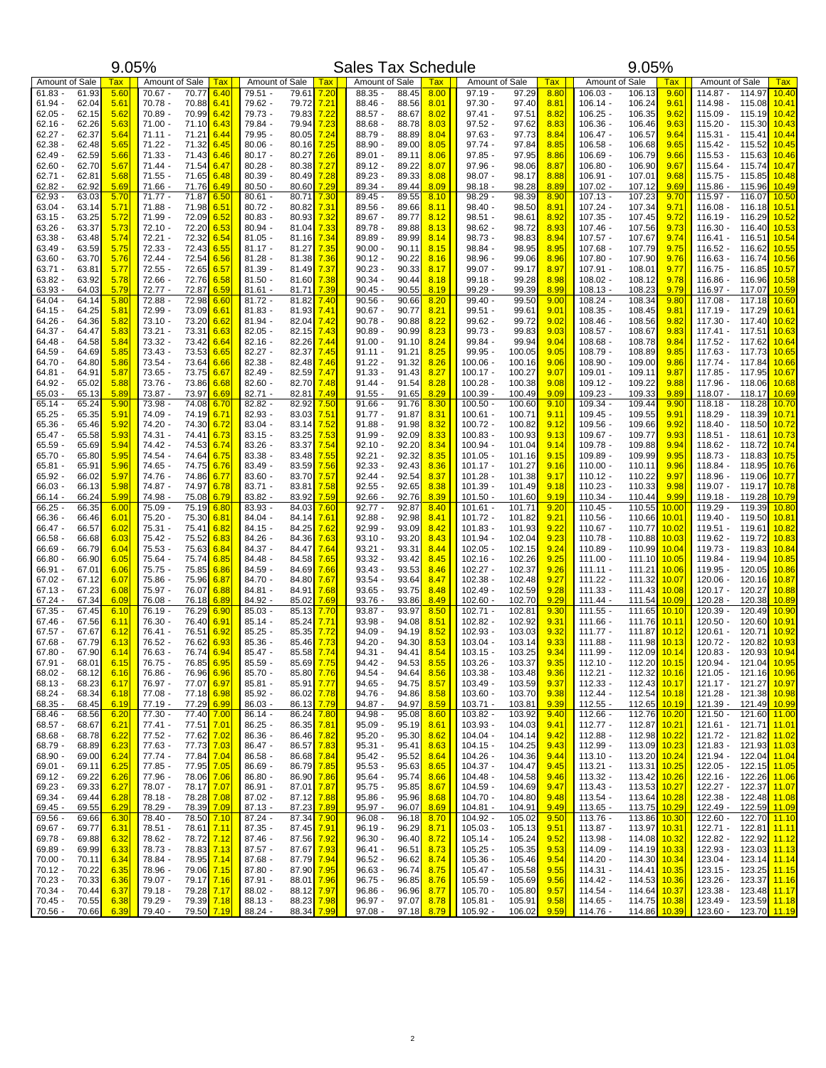# 9.05% Sales Tax Schedule 9.05%

| Amount of Sale | | Tax | Amount of Sale | | Tax | Amount of Sale | | Tax | Amount of Sale | | Tax | Amount of Sale | | Tax | Amount of Sale | | Tax | Amount of Sale | | Tax |
|---|---|---|---|---|---|---|---|---|---|---|---|---|---|---|---|---|---|---|---|---|
| 61.83 - | 61.93 | 5.60 | 70.67 - | 70.77 | 6.40 | 79.51 - | 79.61 | 7.20 | 88.35 - | 88.45 | 8.00 | 97.19 - | 97.29 | 8.80 | 106.03 - | 106.13 | 9.60 | 114.87 - | 114.97 | 10.40 |
| 61.94 - | 62.04 | 5.61 | 70.78 - | 70.88 | 6.41 | 79.62 - | 79.72 | 7.21 | 88.46 - | 88.56 | 8.01 | 97.30 - | 97.40 | 8.81 | 106.14 - | 106.24 | 9.61 | 114.98 - | 115.08 | 10.41 |
| 62.05 - | 62.15 | 5.62 | 70.89 - | 70.99 | 6.42 | 79.73 - | 79.83 | 7.22 | 88.57 - | 88.67 | 8.02 | 97.41 - | 97.51 | 8.82 | 106.25 - | 106.35 | 9.62 | 115.09 - | 115.19 | 10.42 |
| 62.16 - | 62.26 | 5.63 | 71.00 - | 71.10 | 6.43 | 79.84 - | 79.94 | 7.23 | 88.68 - | 88.78 | 8.03 | 97.52 - | 97.62 | 8.83 | 106.36 - | 106.46 | 9.63 | 115.20 - | 115.30 | 10.43 |
| 62.27 - | 62.37 | 5.64 | 71.11 - | 71.21 | 6.44 | 79.95 - | 80.05 | 7.24 | 88.79 - | 88.89 | 8.04 | 97.63 - | 97.73 | 8.84 | 106.47 - | 106.57 | 9.64 | 115.31 - | 115.41 | 10.44 |
| 62.38 - | 62.48 | 5.65 | 71.22 - | 71.32 | 6.45 | 80.06 - | 80.16 | 7.25 | 88.90 - | 89.00 | 8.05 | 97.74 - | 97.84 | 8.85 | 106.58 - | 106.68 | 9.65 | 115.42 - | 115.52 | 10.45 |
| 62.49 - | 62.59 | 5.66 | 71.33 - | 71.43 | 6.46 | 80.17 - | 80.27 | 7.26 | 89.01 - | 89.11 | 8.06 | 97.85 - | 97.95 | 8.86 | 106.69 - | 106.79 | 9.66 | 115.53 - | 115.63 | 10.46 |
| 62.60 - | 62.70 | 5.67 | 71.44 - | 71.54 | 6.47 | 80.28 - | 80.38 | 7.27 | 89.12 - | 89.22 | 8.07 | 97.96 - | 98.06 | 8.87 | 106.80 - | 106.90 | 9.67 | 115.64 - | 115.74 | 10.47 |
| 62.71 - | 62.81 | 5.68 | 71.55 - | 71.65 | 6.48 | 80.39 - | 80.49 | 7.28 | 89.23 - | 89.33 | 8.08 | 98.07 - | 98.17 | 8.88 | 106.91 - | 107.01 | 9.68 | 115.75 - | 115.85 | 10.48 |
| 62.82 - | 62.92 | 5.69 | 71.66 - | 71.76 | 6.49 | 80.50 - | 80.60 | 7.29 | 89.34 - | 89.44 | 8.09 | 98.18 - | 98.28 | 8.89 | 107.02 - | 107.12 | 9.69 | 115.86 - | 115.96 | 10.49 |
| 62.93 - | 63.03 | 5.70 | 71.77 - | 71.87 | 6.50 | 80.61 - | 80.71 | 7.30 | 89.45 - | 89.55 | 8.10 | 98.29 - | 98.39 | 8.90 | 107.13 - | 107.23 | 9.70 | 115.97 - | 116.07 | 10.50 |
| 63.04 - | 63.14 | 5.71 | 71.88 - | 71.98 | 6.51 | 80.72 - | 80.82 | 7.31 | 89.56 - | 89.66 | 8.11 | 98.40 - | 98.50 | 8.91 | 107.24 - | 107.34 | 9.71 | 116.08 - | 116.18 | 10.51 |
| 63.15 - | 63.25 | 5.72 | 71.99 - | 72.09 | 6.52 | 80.83 - | 80.93 | 7.32 | 89.67 - | 89.77 | 8.12 | 98.51 - | 98.61 | 8.92 | 107.35 - | 107.45 | 9.72 | 116.19 - | 116.29 | 10.52 |
| 63.26 - | 63.37 | 5.73 | 72.10 - | 72.20 | 6.53 | 80.94 - | 81.04 | 7.33 | 89.78 - | 89.88 | 8.13 | 98.62 - | 98.72 | 8.93 | 107.46 - | 107.56 | 9.73 | 116.30 - | 116.40 | 10.53 |
| 63.38 - | 63.48 | 5.74 | 72.21 - | 72.32 | 6.54 | 81.05 - | 81.16 | 7.34 | 89.89 - | 89.99 | 8.14 | 98.73 - | 98.83 | 8.94 | 107.57 - | 107.67 | 9.74 | 116.41 - | 116.51 | 10.54 |
| 63.49 - | 63.59 | 5.75 | 72.33 - | 72.43 | 6.55 | 81.17 - | 81.27 | 7.35 | 90.00 - | 90.11 | 8.15 | 98.84 - | 98.95 | 8.95 | 107.68 - | 107.79 | 9.75 | 116.52 - | 116.62 | 10.55 |
| 63.60 - | 63.70 | 5.76 | 72.44 - | 72.54 | 6.56 | 81.28 - | 81.38 | 7.36 | 90.12 - | 90.22 | 8.16 | 98.96 - | 99.06 | 8.96 | 107.80 - | 107.90 | 9.76 | 116.63 - | 116.74 | 10.56 |
| 63.71 - | 63.81 | 5.77 | 72.55 - | 72.65 | 6.57 | 81.39 - | 81.49 | 7.37 | 90.23 - | 90.33 | 8.17 | 99.07 - | 99.17 | 8.97 | 107.91 - | 108.01 | 9.77 | 116.75 - | 116.85 | 10.57 |
| 63.82 - | 63.92 | 5.78 | 72.66 - | 72.76 | 6.58 | 81.50 - | 81.60 | 7.38 | 90.34 - | 90.44 | 8.18 | 99.18 - | 99.28 | 8.98 | 108.02 - | 108.12 | 9.78 | 116.86 - | 116.96 | 10.58 |
| 63.93 - | 64.03 | 5.79 | 72.77 - | 72.87 | 6.59 | 81.61 - | 81.71 | 7.39 | 90.45 - | 90.55 | 8.19 | 99.29 - | 99.39 | 8.99 | 108.13 - | 108.23 | 9.79 | 116.97 - | 117.07 | 10.59 |
| 64.04 - | 64.14 | 5.80 | 72.88 - | 72.98 | 6.60 | 81.72 - | 81.82 | 7.40 | 90.56 - | 90.66 | 8.20 | 99.40 - | 99.50 | 9.00 | 108.24 - | 108.34 | 9.80 | 117.08 - | 117.18 | 10.60 |
| 64.15 - | 64.25 | 5.81 | 72.99 - | 73.09 | 6.61 | 81.83 - | 81.93 | 7.41 | 90.67 - | 90.77 | 8.21 | 99.51 - | 99.61 | 9.01 | 108.35 - | 108.45 | 9.81 | 117.19 - | 117.29 | 10.61 |
| 64.26 - | 64.36 | 5.82 | 73.10 - | 73.20 | 6.62 | 81.94 - | 82.04 | 7.42 | 90.78 - | 90.88 | 8.22 | 99.62 - | 99.72 | 9.02 | 108.46 - | 108.56 | 9.82 | 117.30 - | 117.40 | 10.62 |
| 64.37 - | 64.47 | 5.83 | 73.21 - | 73.31 | 6.63 | 82.05 - | 82.15 | 7.43 | 90.89 - | 90.99 | 8.23 | 99.73 - | 99.83 | 9.03 | 108.57 - | 108.67 | 9.83 | 117.41 - | 117.51 | 10.63 |
| 64.48 - | 64.58 | 5.84 | 73.32 - | 73.42 | 6.64 | 82.16 - | 82.26 | 7.44 | 91.00 - | 91.10 | 8.24 | 99.84 - | 99.94 | 9.04 | 108.68 - | 108.78 | 9.84 | 117.52 - | 117.62 | 10.64 |
| 64.59 - | 64.69 | 5.85 | 73.43 - | 73.53 | 6.65 | 82.27 - | 82.37 | 7.45 | 91.11 - | 91.21 | 8.25 | 99.95 - | 100.05 | 9.05 | 108.79 - | 108.89 | 9.85 | 117.63 - | 117.73 | 10.65 |
| 64.70 - | 64.80 | 5.86 | 73.54 - | 73.64 | 6.66 | 82.38 - | 82.48 | 7.46 | 91.22 - | 91.32 | 8.26 | 100.06 - | 100.16 | 9.06 | 108.90 - | 109.00 | 9.86 | 117.74 - | 117.84 | 10.66 |
| 64.81 - | 64.91 | 5.87 | 73.65 - | 73.75 | 6.67 | 82.49 - | 82.59 | 7.47 | 91.33 - | 91.43 | 8.27 | 100.17 - | 100.27 | 9.07 | 109.01 - | 109.11 | 9.87 | 117.85 - | 117.95 | 10.67 |
| 64.92 - | 65.02 | 5.88 | 73.76 - | 73.86 | 6.68 | 82.60 - | 82.70 | 7.48 | 91.44 - | 91.54 | 8.28 | 100.28 - | 100.38 | 9.08 | 109.12 - | 109.22 | 9.88 | 117.96 - | 118.06 | 10.68 |
| 65.03 - | 65.13 | 5.89 | 73.87 - | 73.97 | 6.69 | 82.71 - | 82.81 | 7.49 | 91.55 - | 91.65 | 8.29 | 100.39 - | 100.49 | 9.09 | 109.23 - | 109.33 | 9.89 | 118.07 - | 118.17 | 10.69 |
| 65.14 - | 65.24 | 5.90 | 73.98 - | 74.08 | 6.70 | 82.82 - | 82.92 | 7.50 | 91.66 - | 91.76 | 8.30 | 100.50 - | 100.60 | 9.10 | 109.34 - | 109.44 | 9.90 | 118.18 - | 118.28 | 10.70 |
| 65.25 - | 65.35 | 5.91 | 74.09 - | 74.19 | 6.71 | 82.93 - | 83.03 | 7.51 | 91.77 - | 91.87 | 8.31 | 100.61 - | 100.71 | 9.11 | 109.45 - | 109.55 | 9.91 | 118.29 - | 118.39 | 10.71 |
| 65.36 - | 65.46 | 5.92 | 74.20 - | 74.30 | 6.72 | 83.04 - | 83.14 | 7.52 | 91.88 - | 91.98 | 8.32 | 100.72 - | 100.82 | 9.12 | 109.56 - | 109.66 | 9.92 | 118.40 - | 118.50 | 10.72 |
| 65.47 - | 65.58 | 5.93 | 74.31 - | 74.41 | 6.73 | 83.15 - | 83.25 | 7.53 | 91.99 - | 92.09 | 8.33 | 100.83 - | 100.93 | 9.13 | 109.67 - | 109.77 | 9.93 | 118.51 - | 118.61 | 10.73 |
| 65.59 - | 65.69 | 5.94 | 74.42 - | 74.53 | 6.74 | 83.26 - | 83.37 | 7.54 | 92.10 - | 92.20 | 8.34 | 100.94 - | 101.04 | 9.14 | 109.78 - | 109.88 | 9.94 | 118.62 - | 118.72 | 10.74 |
| 65.70 - | 65.80 | 5.95 | 74.54 - | 74.64 | 6.75 | 83.38 - | 83.48 | 7.55 | 92.21 - | 92.32 | 8.35 | 101.05 - | 101.16 | 9.15 | 109.89 - | 109.99 | 9.95 | 118.73 - | 118.83 | 10.75 |
| 65.81 - | 65.91 | 5.96 | 74.65 - | 74.75 | 6.76 | 83.49 - | 83.59 | 7.56 | 92.33 - | 92.43 | 8.36 | 101.17 - | 101.27 | 9.16 | 110.00 - | 110.11 | 9.96 | 118.84 - | 118.95 | 10.76 |
| 65.92 - | 66.02 | 5.97 | 74.76 - | 74.86 | 6.77 | 83.60 - | 83.70 | 7.57 | 92.44 - | 92.54 | 8.37 | 101.28 - | 101.38 | 9.17 | 110.12 - | 110.22 | 9.97 | 118.96 - | 119.06 | 10.77 |
| 66.03 - | 66.13 | 5.98 | 74.87 - | 74.97 | 6.78 | 83.71 - | 83.81 | 7.58 | 92.55 - | 92.65 | 8.38 | 101.39 - | 101.49 | 9.18 | 110.23 - | 110.33 | 9.98 | 119.07 - | 119.17 | 10.78 |
| 66.14 - | 66.24 | 5.99 | 74.98 - | 75.08 | 6.79 | 83.82 - | 83.92 | 7.59 | 92.66 - | 92.76 | 8.39 | 101.50 - | 101.60 | 9.19 | 110.34 - | 110.44 | 9.99 | 119.18 - | 119.28 | 10.79 |
| 66.25 - | 66.35 | 6.00 | 75.09 - | 75.19 | 6.80 | 83.93 - | 84.03 | 7.60 | 92.77 - | 92.87 | 8.40 | 101.61 - | 101.71 | 9.20 | 110.45 - | 110.55 | 10.00 | 119.29 - | 119.39 | 10.80 |
| 66.36 - | 66.46 | 6.01 | 75.20 - | 75.30 | 6.81 | 84.04 - | 84.14 | 7.61 | 92.88 - | 92.98 | 8.41 | 101.72 - | 101.82 | 9.21 | 110.56 - | 110.66 | 10.01 | 119.40 - | 119.50 | 10.81 |
| 66.47 - | 66.57 | 6.02 | 75.31 - | 75.41 | 6.82 | 84.15 - | 84.25 | 7.62 | 92.99 - | 93.09 | 8.42 | 101.83 - | 101.93 | 9.22 | 110.67 - | 110.77 | 10.02 | 119.51 - | 119.61 | 10.82 |
| 66.58 - | 66.68 | 6.03 | 75.42 - | 75.52 | 6.83 | 84.26 - | 84.36 | 7.63 | 93.10 - | 93.20 | 8.43 | 101.94 - | 102.04 | 9.23 | 110.78 - | 110.88 | 10.03 | 119.62 - | 119.72 | 10.83 |
| 66.69 - | 66.79 | 6.04 | 75.53 - | 75.63 | 6.84 | 84.37 - | 84.47 | 7.64 | 93.21 - | 93.31 | 8.44 | 102.05 - | 102.15 | 9.24 | 110.89 - | 110.99 | 10.04 | 119.73 - | 119.83 | 10.84 |
| 66.80 - | 66.90 | 6.05 | 75.64 - | 75.74 | 6.85 | 84.48 - | 84.58 | 7.65 | 93.32 - | 93.42 | 8.45 | 102.16 - | 102.26 | 9.25 | 111.00 - | 111.10 | 10.05 | 119.84 - | 119.94 | 10.85 |
| 66.91 - | 67.01 | 6.06 | 75.75 - | 75.85 | 6.86 | 84.59 - | 84.69 | 7.66 | 93.43 - | 93.53 | 8.46 | 102.27 - | 102.37 | 9.26 | 111.11 - | 111.21 | 10.06 | 119.95 - | 120.05 | 10.86 |
| 67.02 - | 67.12 | 6.07 | 75.86 - | 75.96 | 6.87 | 84.70 - | 84.80 | 7.67 | 93.54 - | 93.64 | 8.47 | 102.38 - | 102.48 | 9.27 | 111.22 - | 111.32 | 10.07 | 120.06 - | 120.16 | 10.87 |
| 67.13 - | 67.23 | 6.08 | 75.97 - | 76.07 | 6.88 | 84.81 - | 84.91 | 7.68 | 93.65 - | 93.75 | 8.48 | 102.49 - | 102.59 | 9.28 | 111.33 - | 111.43 | 10.08 | 120.17 - | 120.27 | 10.88 |
| 67.24 - | 67.34 | 6.09 | 76.08 - | 76.18 | 6.89 | 84.92 - | 85.02 | 7.69 | 93.76 - | 93.86 | 8.49 | 102.60 - | 102.70 | 9.29 | 111.44 - | 111.54 | 10.09 | 120.28 - | 120.38 | 10.89 |
| 67.35 - | 67.45 | 6.10 | 76.19 - | 76.29 | 6.90 | 85.03 - | 85.13 | 7.70 | 93.87 - | 93.97 | 8.50 | 102.71 - | 102.81 | 9.30 | 111.55 - | 111.65 | 10.10 | 120.39 - | 120.49 | 10.90 |
| 67.46 - | 67.56 | 6.11 | 76.30 - | 76.40 | 6.91 | 85.14 - | 85.24 | 7.71 | 93.98 - | 94.08 | 8.51 | 102.82 - | 102.92 | 9.31 | 111.66 - | 111.76 | 10.11 | 120.50 - | 120.60 | 10.91 |
| 67.57 - | 67.67 | 6.12 | 76.41 - | 76.51 | 6.92 | 85.25 - | 85.35 | 7.72 | 94.09 - | 94.19 | 8.52 | 102.93 - | 103.03 | 9.32 | 111.77 - | 111.87 | 10.12 | 120.61 - | 120.71 | 10.92 |
| 67.68 - | 67.79 | 6.13 | 76.52 - | 76.62 | 6.93 | 85.36 - | 85.46 | 7.73 | 94.20 - | 94.30 | 8.53 | 103.04 - | 103.14 | 9.33 | 111.88 - | 111.98 | 10.13 | 120.72 - | 120.82 | 10.93 |
| 67.80 - | 67.90 | 6.14 | 76.63 - | 76.74 | 6.94 | 85.47 - | 85.58 | 7.74 | 94.31 - | 94.41 | 8.54 | 103.15 - | 103.25 | 9.34 | 111.99 - | 112.09 | 10.14 | 120.83 - | 120.93 | 10.94 |
| 67.91 - | 68.01 | 6.15 | 76.75 - | 76.85 | 6.95 | 85.59 - | 85.69 | 7.75 | 94.42 - | 94.53 | 8.55 | 103.26 - | 103.37 | 9.35 | 112.10 - | 112.20 | 10.15 | 120.94 - | 121.04 | 10.95 |
| 68.02 - | 68.12 | 6.16 | 76.86 - | 76.96 | 6.96 | 85.70 - | 85.80 | 7.76 | 94.54 - | 94.64 | 8.56 | 103.38 - | 103.48 | 9.36 | 112.21 - | 112.32 | 10.16 | 121.05 - | 121.16 | 10.96 |
| 68.13 - | 68.23 | 6.17 | 76.97 - | 77.07 | 6.97 | 85.81 - | 85.91 | 7.77 | 94.65 - | 94.75 | 8.57 | 103.49 - | 103.59 | 9.37 | 112.33 - | 112.43 | 10.17 | 121.17 - | 121.27 | 10.97 |
| 68.24 - | 68.34 | 6.18 | 77.08 - | 77.18 | 6.98 | 85.92 - | 86.02 | 7.78 | 94.76 - | 94.86 | 8.58 | 103.60 - | 103.70 | 9.38 | 112.44 - | 112.54 | 10.18 | 121.28 - | 121.38 | 10.98 |
| 68.35 - | 68.45 | 6.19 | 77.19 - | 77.29 | 6.99 | 86.03 - | 86.13 | 7.79 | 94.87 - | 94.97 | 8.59 | 103.71 - | 103.81 | 9.39 | 112.55 - | 112.65 | 10.19 | 121.39 - | 121.49 | 10.99 |
| 68.46 - | 68.56 | 6.20 | 77.30 - | 77.40 | 7.00 | 86.14 - | 86.24 | 7.80 | 94.98 - | 95.08 | 8.60 | 103.82 - | 103.92 | 9.40 | 112.66 - | 112.76 | 10.20 | 121.50 - | 121.60 | 11.00 |
| 68.57 - | 68.67 | 6.21 | 77.41 - | 77.51 | 7.01 | 86.25 - | 86.35 | 7.81 | 95.09 - | 95.19 | 8.61 | 103.93 - | 104.03 | 9.41 | 112.77 - | 112.87 | 10.21 | 121.61 - | 121.71 | 11.01 |
| 68.68 - | 68.78 | 6.22 | 77.52 - | 77.62 | 7.02 | 86.36 - | 86.46 | 7.82 | 95.20 - | 95.30 | 8.62 | 104.04 - | 104.14 | 9.42 | 112.88 - | 112.98 | 10.22 | 121.72 - | 121.82 | 11.02 |
| 68.79 - | 68.89 | 6.23 | 77.63 - | 77.73 | 7.03 | 86.47 - | 86.57 | 7.83 | 95.31 - | 95.41 | 8.63 | 104.15 - | 104.25 | 9.43 | 112.99 - | 113.09 | 10.23 | 121.83 - | 121.93 | 11.03 |
| 68.90 - | 69.00 | 6.24 | 77.74 - | 77.84 | 7.04 | 86.58 - | 86.68 | 7.84 | 95.42 - | 95.52 | 8.64 | 104.26 - | 104.36 | 9.44 | 113.10 - | 113.20 | 10.24 | 121.94 - | 122.04 | 11.04 |
| 69.01 - | 69.11 | 6.25 | 77.85 - | 77.95 | 7.05 | 86.69 - | 86.79 | 7.85 | 95.53 - | 95.63 | 8.65 | 104.37 - | 104.47 | 9.45 | 113.21 - | 113.31 | 10.25 | 122.05 - | 122.15 | 11.05 |
| 69.12 - | 69.22 | 6.26 | 77.96 - | 78.06 | 7.06 | 86.80 - | 86.90 | 7.86 | 95.64 - | 95.74 | 8.66 | 104.48 - | 104.58 | 9.46 | 113.32 - | 113.42 | 10.26 | 122.16 - | 122.26 | 11.06 |
| 69.23 - | 69.33 | 6.27 | 78.07 - | 78.17 | 7.07 | 86.91 - | 87.01 | 7.87 | 95.75 - | 95.85 | 8.67 | 104.59 - | 104.69 | 9.47 | 113.43 - | 113.53 | 10.27 | 122.27 - | 122.37 | 11.07 |
| 69.34 - | 69.44 | 6.28 | 78.18 - | 78.28 | 7.08 | 87.02 - | 87.12 | 7.88 | 95.86 - | 95.96 | 8.68 | 104.70 - | 104.80 | 9.48 | 113.54 - | 113.64 | 10.28 | 122.38 - | 122.48 | 11.08 |
| 69.45 - | 69.55 | 6.29 | 78.29 - | 78.39 | 7.09 | 87.13 - | 87.23 | 7.89 | 95.97 - | 96.07 | 8.69 | 104.81 - | 104.91 | 9.49 | 113.65 - | 113.75 | 10.29 | 122.49 - | 122.59 | 11.09 |
| 69.56 - | 69.66 | 6.30 | 78.40 - | 78.50 | 7.10 | 87.24 - | 87.34 | 7.90 | 96.08 - | 96.18 | 8.70 | 104.92 - | 105.02 | 9.50 | 113.76 - | 113.86 | 10.30 | 122.60 - | 122.70 | 11.10 |
| 69.67 - | 69.77 | 6.31 | 78.51 - | 78.61 | 7.11 | 87.35 - | 87.45 | 7.91 | 96.19 - | 96.29 | 8.71 | 105.03 - | 105.13 | 9.51 | 113.87 - | 113.97 | 10.31 | 122.71 - | 122.81 | 11.11 |
| 69.78 - | 69.88 | 6.32 | 78.62 - | 78.72 | 7.12 | 87.46 - | 87.56 | 7.92 | 96.30 - | 96.40 | 8.72 | 105.14 - | 105.24 | 9.52 | 113.98 - | 114.08 | 10.32 | 122.82 - | 122.92 | 11.12 |
| 69.89 - | 69.99 | 6.33 | 78.73 - | 78.83 | 7.13 | 87.57 - | 87.67 | 7.93 | 96.41 - | 96.51 | 8.73 | 105.25 - | 105.35 | 9.53 | 114.09 - | 114.19 | 10.33 | 122.93 - | 123.03 | 11.13 |
| 70.00 - | 70.11 | 6.34 | 78.84 - | 78.95 | 7.14 | 87.68 - | 87.79 | 7.94 | 96.52 - | 96.62 | 8.74 | 105.36 - | 105.46 | 9.54 | 114.20 - | 114.30 | 10.34 | 123.04 - | 123.14 | 11.14 |
| 70.12 - | 70.22 | 6.35 | 78.96 - | 79.06 | 7.15 | 87.80 - | 87.90 | 7.95 | 96.63 - | 96.74 | 8.75 | 105.47 - | 105.58 | 9.55 | 114.31 - | 114.41 | 10.35 | 123.15 - | 123.25 | 11.15 |
| 70.23 - | 70.33 | 6.36 | 79.07 - | 79.17 | 7.16 | 87.91 - | 88.01 | 7.96 | 96.75 - | 96.85 | 8.76 | 105.59 - | 105.69 | 9.56 | 114.42 - | 114.53 | 10.36 | 123.26 - | 123.37 | 11.16 |
| 70.34 - | 70.44 | 6.37 | 79.18 - | 79.28 | 7.17 | 88.02 - | 88.12 | 7.97 | 96.86 - | 96.96 | 8.77 | 105.70 - | 105.80 | 9.57 | 114.54 - | 114.64 | 10.37 | 123.38 - | 123.48 | 11.17 |
| 70.45 - | 70.55 | 6.38 | 79.29 - | 79.39 | 7.18 | 88.13 - | 88.23 | 7.98 | 96.97 - | 97.07 | 8.78 | 105.81 - | 105.91 | 9.58 | 114.65 - | 114.75 | 10.38 | 123.49 - | 123.59 | 11.18 |
| 70.56 - | 70.66 | 6.39 | 79.40 - | 79.50 | 7.19 | 88.24 - | 88.34 | 7.99 | 97.08 - | 97.18 | 8.79 | 105.92 - | 106.02 | 9.59 | 114.76 - | 114.86 | 10.39 | 123.60 - | 123.70 | 11.19 |